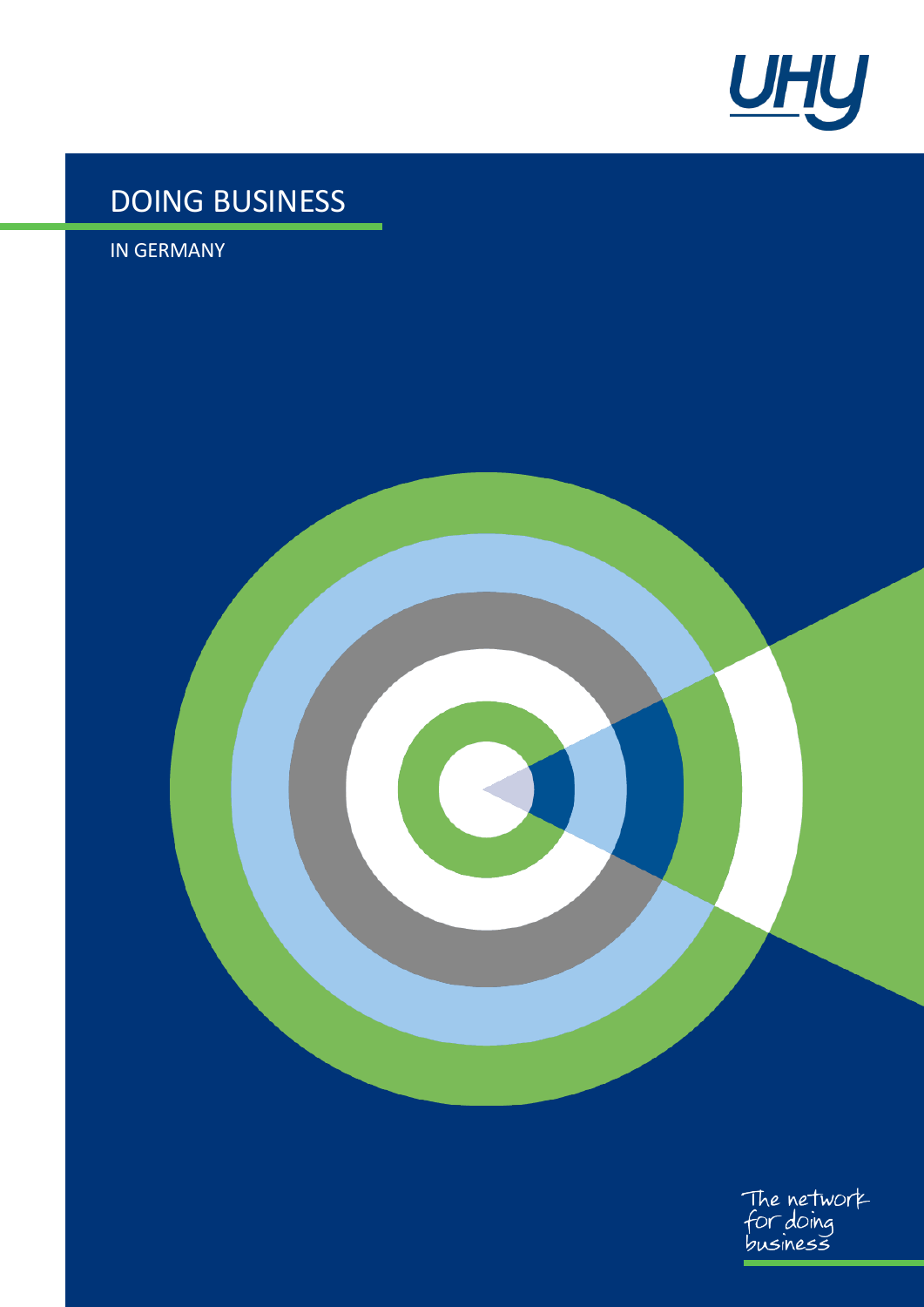UHY

# DOING BUSINESS

IN GERMANY

The network for doing business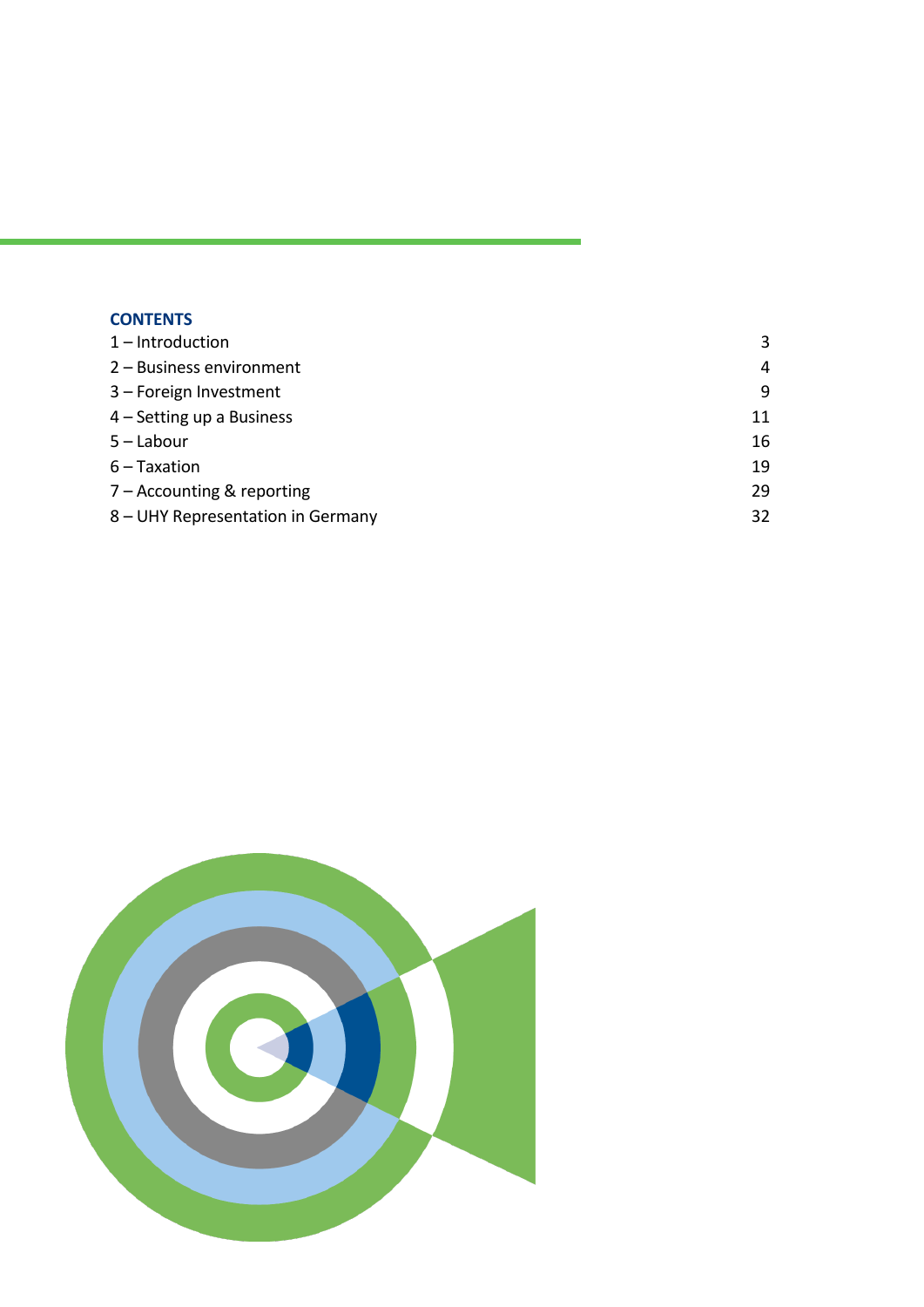## CONTENTS

| | |
|---|---|
| 1 – Introduction | 3 |
| 2 – Business environment | 4 |
| 3 – Foreign Investment | 9 |
| 4 – Setting up a Business | 11 |
| 5 – Labour | 16 |
| 6 – Taxation | 19 |
| 7 – Accounting & reporting | 29 |
| 8 – UHY Representation in Germany | 32 |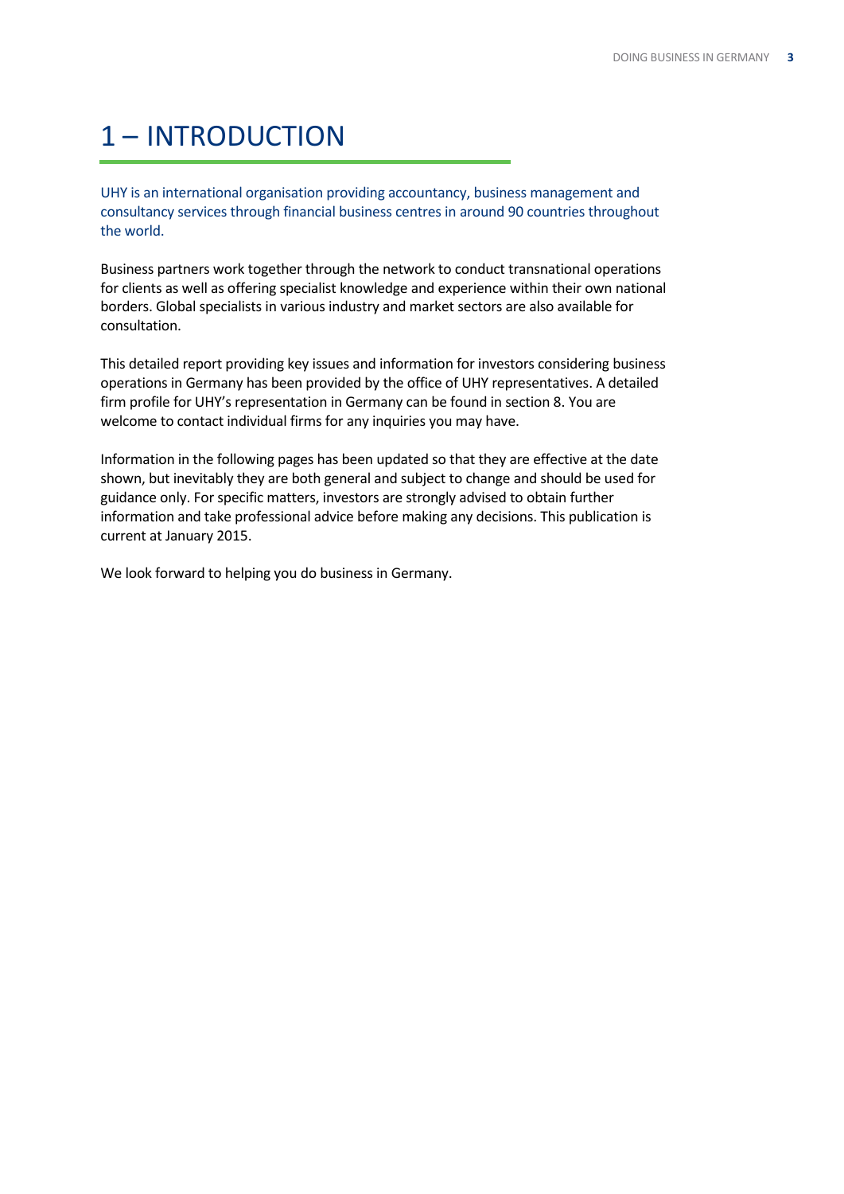# 1 – INTRODUCTION

UHY is an international organisation providing accountancy, business management and consultancy services through financial business centres in around 90 countries throughout the world.

Business partners work together through the network to conduct transnational operations for clients as well as offering specialist knowledge and experience within their own national borders. Global specialists in various industry and market sectors are also available for consultation.

This detailed report providing key issues and information for investors considering business operations in Germany has been provided by the office of UHY representatives. A detailed firm profile for UHY's representation in Germany can be found in section 8. You are welcome to contact individual firms for any inquiries you may have.

Information in the following pages has been updated so that they are effective at the date shown, but inevitably they are both general and subject to change and should be used for guidance only. For specific matters, investors are strongly advised to obtain further information and take professional advice before making any decisions. This publication is current at January 2015.

We look forward to helping you do business in Germany.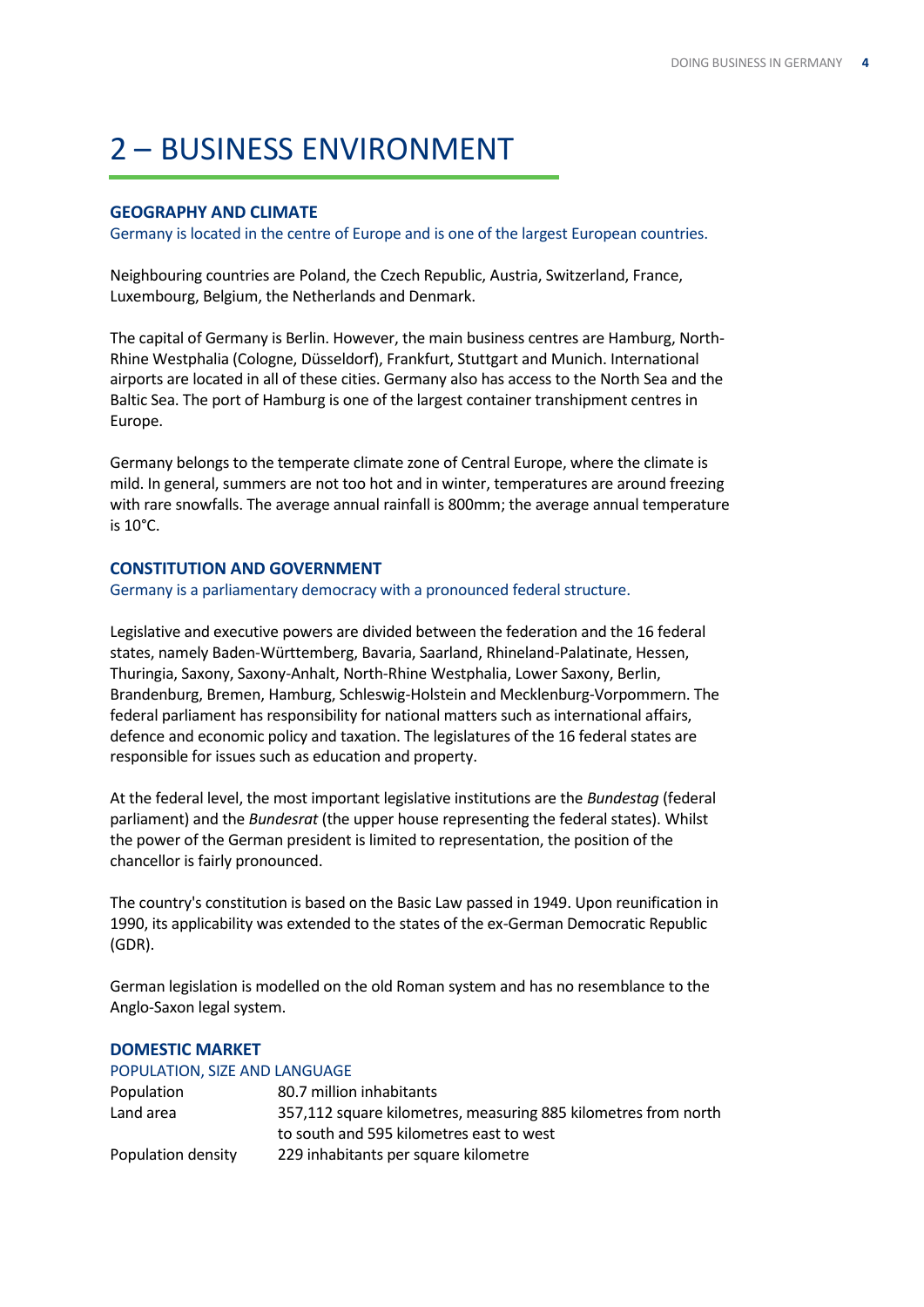# 2 – BUSINESS ENVIRONMENT

### GEOGRAPHY AND CLIMATE

Germany is located in the centre of Europe and is one of the largest European countries.

Neighbouring countries are Poland, the Czech Republic, Austria, Switzerland, France, Luxembourg, Belgium, the Netherlands and Denmark.

The capital of Germany is Berlin. However, the main business centres are Hamburg, North-Rhine Westphalia (Cologne, Düsseldorf), Frankfurt, Stuttgart and Munich. International airports are located in all of these cities. Germany also has access to the North Sea and the Baltic Sea. The port of Hamburg is one of the largest container transhipment centres in Europe.

Germany belongs to the temperate climate zone of Central Europe, where the climate is mild. In general, summers are not too hot and in winter, temperatures are around freezing with rare snowfalls. The average annual rainfall is 800mm; the average annual temperature is 10°C.

### CONSTITUTION AND GOVERNMENT

Germany is a parliamentary democracy with a pronounced federal structure.

Legislative and executive powers are divided between the federation and the 16 federal states, namely Baden-Württemberg, Bavaria, Saarland, Rhineland-Palatinate, Hessen, Thuringia, Saxony, Saxony-Anhalt, North-Rhine Westphalia, Lower Saxony, Berlin, Brandenburg, Bremen, Hamburg, Schleswig-Holstein and Mecklenburg-Vorpommern. The federal parliament has responsibility for national matters such as international affairs, defence and economic policy and taxation. The legislatures of the 16 federal states are responsible for issues such as education and property.

At the federal level, the most important legislative institutions are the *Bundestag* (federal parliament) and the *Bundesrat* (the upper house representing the federal states). Whilst the power of the German president is limited to representation, the position of the chancellor is fairly pronounced.

The country's constitution is based on the Basic Law passed in 1949. Upon reunification in 1990, its applicability was extended to the states of the ex-German Democratic Republic (GDR).

German legislation is modelled on the old Roman system and has no resemblance to the Anglo-Saxon legal system.

### DOMESTIC MARKET

#### POPULATION, SIZE AND LANGUAGE

| | |
|---|---|
| Population | 80.7 million inhabitants |
| Land area | 357,112 square kilometres, measuring 885 kilometres from north to south and 595 kilometres east to west |
| Population density | 229 inhabitants per square kilometre |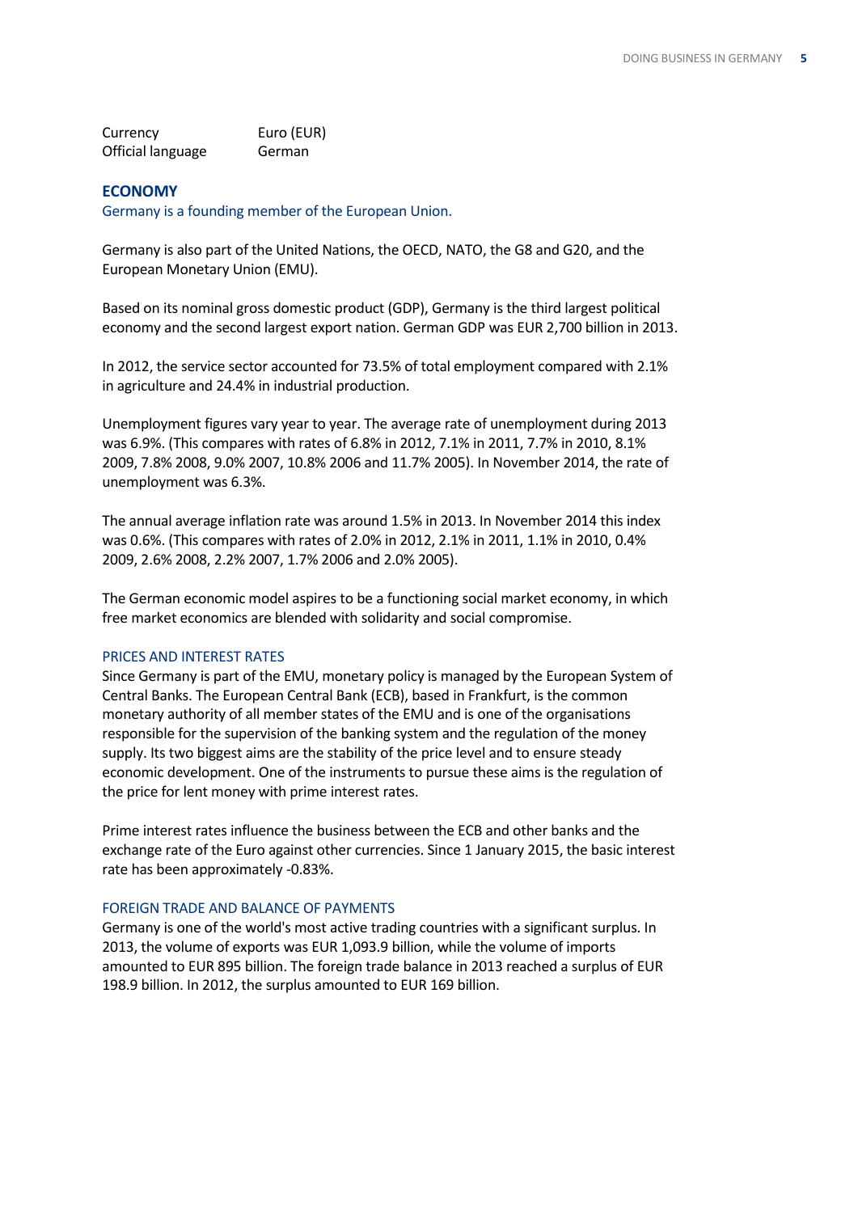| Currency | Euro (EUR) |
| --- | --- |
| Official language | German |

## ECONOMY

Germany is a founding member of the European Union.

Germany is also part of the United Nations, the OECD, NATO, the G8 and G20, and the European Monetary Union (EMU).

Based on its nominal gross domestic product (GDP), Germany is the third largest political economy and the second largest export nation. German GDP was EUR 2,700 billion in 2013.

In 2012, the service sector accounted for 73.5% of total employment compared with 2.1% in agriculture and 24.4% in industrial production.

Unemployment figures vary year to year. The average rate of unemployment during 2013 was 6.9%. (This compares with rates of 6.8% in 2012, 7.1% in 2011, 7.7% in 2010, 8.1% 2009, 7.8% 2008, 9.0% 2007, 10.8% 2006 and 11.7% 2005). In November 2014, the rate of unemployment was 6.3%.

The annual average inflation rate was around 1.5% in 2013. In November 2014 this index was 0.6%. (This compares with rates of 2.0% in 2012, 2.1% in 2011, 1.1% in 2010, 0.4% 2009, 2.6% 2008, 2.2% 2007, 1.7% 2006 and 2.0% 2005).

The German economic model aspires to be a functioning social market economy, in which free market economics are blended with solidarity and social compromise.

### PRICES AND INTEREST RATES

Since Germany is part of the EMU, monetary policy is managed by the European System of Central Banks. The European Central Bank (ECB), based in Frankfurt, is the common monetary authority of all member states of the EMU and is one of the organisations responsible for the supervision of the banking system and the regulation of the money supply. Its two biggest aims are the stability of the price level and to ensure steady economic development. One of the instruments to pursue these aims is the regulation of the price for lent money with prime interest rates.

Prime interest rates influence the business between the ECB and other banks and the exchange rate of the Euro against other currencies. Since 1 January 2015, the basic interest rate has been approximately -0.83%.

### FOREIGN TRADE AND BALANCE OF PAYMENTS

Germany is one of the world's most active trading countries with a significant surplus. In 2013, the volume of exports was EUR 1,093.9 billion, while the volume of imports amounted to EUR 895 billion. The foreign trade balance in 2013 reached a surplus of EUR 198.9 billion. In 2012, the surplus amounted to EUR 169 billion.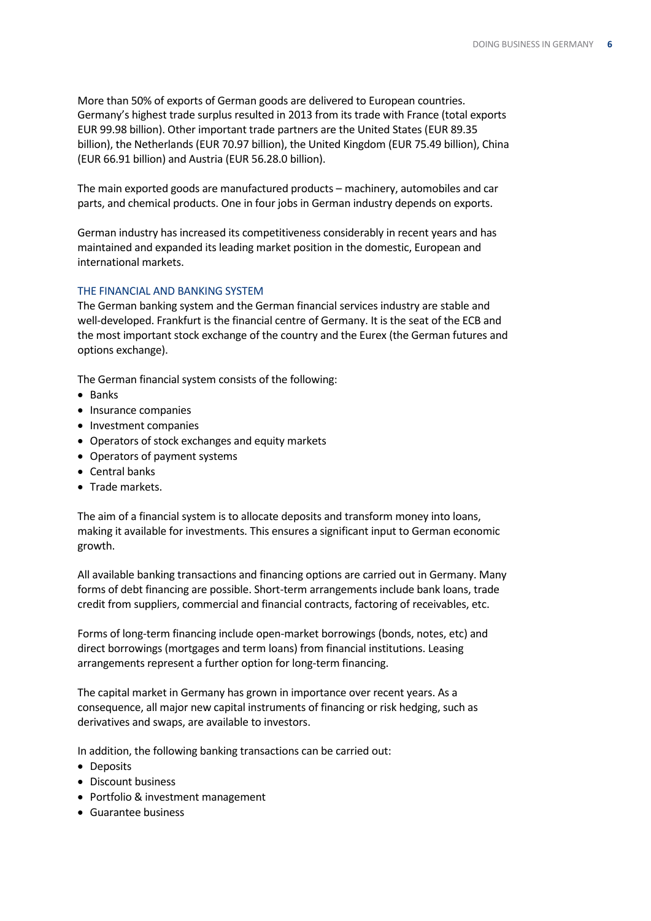More than 50% of exports of German goods are delivered to European countries. Germany's highest trade surplus resulted in 2013 from its trade with France (total exports EUR 99.98 billion). Other important trade partners are the United States (EUR 89.35 billion), the Netherlands (EUR 70.97 billion), the United Kingdom (EUR 75.49 billion), China (EUR 66.91 billion) and Austria (EUR 56.28.0 billion).

The main exported goods are manufactured products – machinery, automobiles and car parts, and chemical products. One in four jobs in German industry depends on exports.

German industry has increased its competitiveness considerably in recent years and has maintained and expanded its leading market position in the domestic, European and international markets.

## THE FINANCIAL AND BANKING SYSTEM

The German banking system and the German financial services industry are stable and well-developed. Frankfurt is the financial centre of Germany. It is the seat of the ECB and the most important stock exchange of the country and the Eurex (the German futures and options exchange).

The German financial system consists of the following:

- Banks
- Insurance companies
- Investment companies
- Operators of stock exchanges and equity markets
- Operators of payment systems
- Central banks
- Trade markets.

The aim of a financial system is to allocate deposits and transform money into loans, making it available for investments. This ensures a significant input to German economic growth.

All available banking transactions and financing options are carried out in Germany. Many forms of debt financing are possible. Short-term arrangements include bank loans, trade credit from suppliers, commercial and financial contracts, factoring of receivables, etc.

Forms of long-term financing include open-market borrowings (bonds, notes, etc) and direct borrowings (mortgages and term loans) from financial institutions. Leasing arrangements represent a further option for long-term financing.

The capital market in Germany has grown in importance over recent years. As a consequence, all major new capital instruments of financing or risk hedging, such as derivatives and swaps, are available to investors.

In addition, the following banking transactions can be carried out:

- Deposits
- Discount business
- Portfolio & investment management
- Guarantee business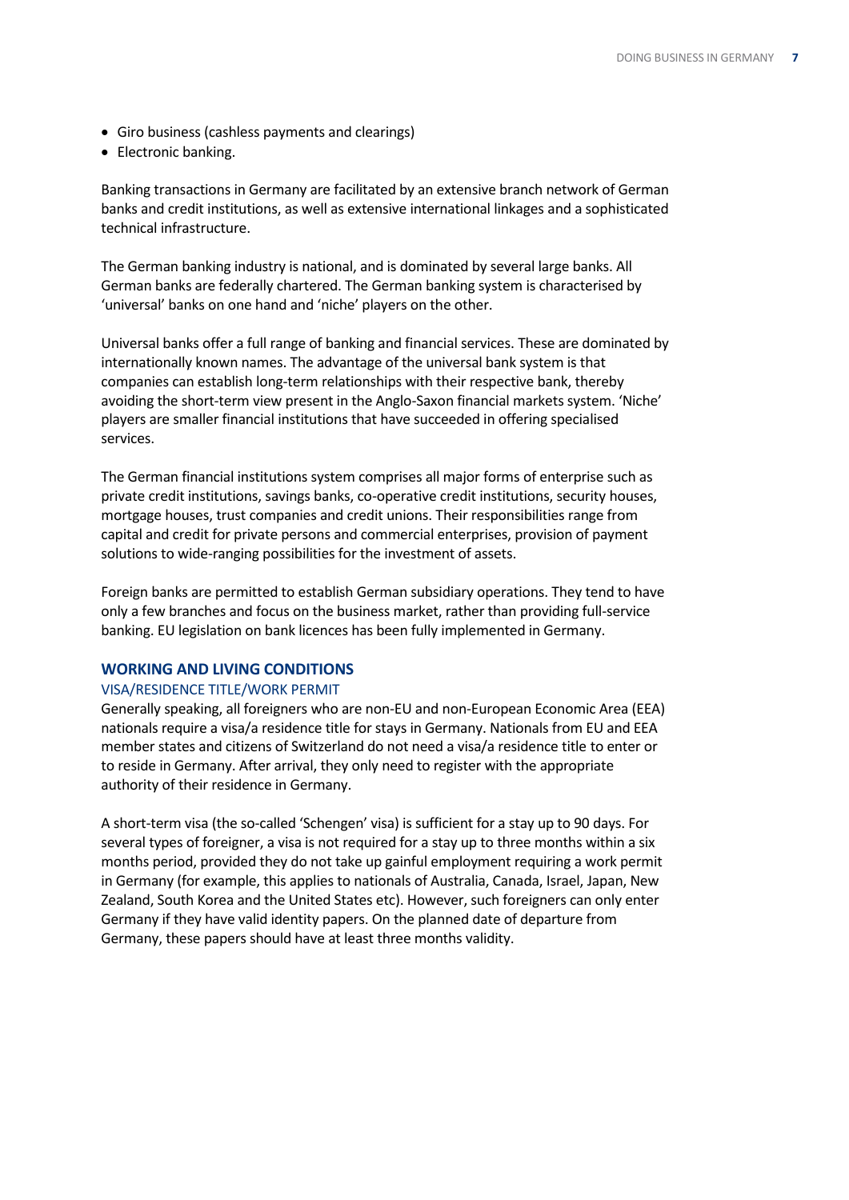- Giro business (cashless payments and clearings)
- Electronic banking.

Banking transactions in Germany are facilitated by an extensive branch network of German banks and credit institutions, as well as extensive international linkages and a sophisticated technical infrastructure.

The German banking industry is national, and is dominated by several large banks. All German banks are federally chartered. The German banking system is characterised by 'universal' banks on one hand and 'niche' players on the other.

Universal banks offer a full range of banking and financial services. These are dominated by internationally known names. The advantage of the universal bank system is that companies can establish long-term relationships with their respective bank, thereby avoiding the short-term view present in the Anglo-Saxon financial markets system. 'Niche' players are smaller financial institutions that have succeeded in offering specialised services.

The German financial institutions system comprises all major forms of enterprise such as private credit institutions, savings banks, co-operative credit institutions, security houses, mortgage houses, trust companies and credit unions. Their responsibilities range from capital and credit for private persons and commercial enterprises, provision of payment solutions to wide-ranging possibilities for the investment of assets.

Foreign banks are permitted to establish German subsidiary operations. They tend to have only a few branches and focus on the business market, rather than providing full-service banking. EU legislation on bank licences has been fully implemented in Germany.

## WORKING AND LIVING CONDITIONS

### VISA/RESIDENCE TITLE/WORK PERMIT

Generally speaking, all foreigners who are non-EU and non-European Economic Area (EEA) nationals require a visa/a residence title for stays in Germany. Nationals from EU and EEA member states and citizens of Switzerland do not need a visa/a residence title to enter or to reside in Germany. After arrival, they only need to register with the appropriate authority of their residence in Germany.

A short-term visa (the so-called 'Schengen' visa) is sufficient for a stay up to 90 days. For several types of foreigner, a visa is not required for a stay up to three months within a six months period, provided they do not take up gainful employment requiring a work permit in Germany (for example, this applies to nationals of Australia, Canada, Israel, Japan, New Zealand, South Korea and the United States etc). However, such foreigners can only enter Germany if they have valid identity papers. On the planned date of departure from Germany, these papers should have at least three months validity.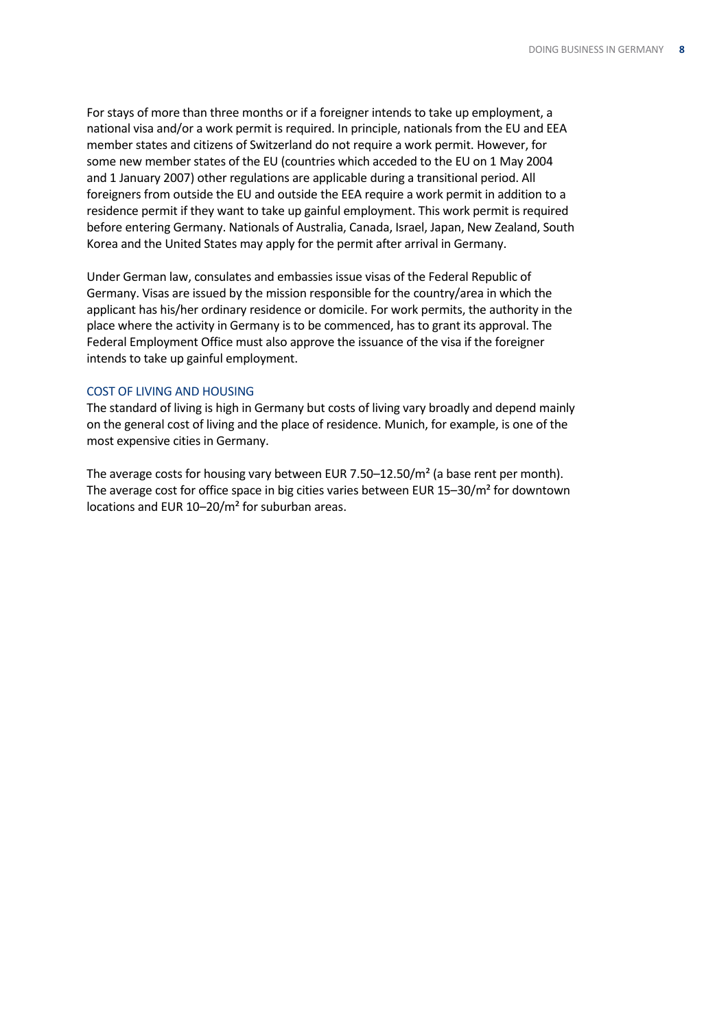For stays of more than three months or if a foreigner intends to take up employment, a national visa and/or a work permit is required. In principle, nationals from the EU and EEA member states and citizens of Switzerland do not require a work permit. However, for some new member states of the EU (countries which acceded to the EU on 1 May 2004 and 1 January 2007) other regulations are applicable during a transitional period. All foreigners from outside the EU and outside the EEA require a work permit in addition to a residence permit if they want to take up gainful employment. This work permit is required before entering Germany. Nationals of Australia, Canada, Israel, Japan, New Zealand, South Korea and the United States may apply for the permit after arrival in Germany.

Under German law, consulates and embassies issue visas of the Federal Republic of Germany. Visas are issued by the mission responsible for the country/area in which the applicant has his/her ordinary residence or domicile. For work permits, the authority in the place where the activity in Germany is to be commenced, has to grant its approval. The Federal Employment Office must also approve the issuance of the visa if the foreigner intends to take up gainful employment.

## COST OF LIVING AND HOUSING

The standard of living is high in Germany but costs of living vary broadly and depend mainly on the general cost of living and the place of residence. Munich, for example, is one of the most expensive cities in Germany.

The average costs for housing vary between EUR 7.50–12.50/m² (a base rent per month). The average cost for office space in big cities varies between EUR 15–30/m² for downtown locations and EUR 10–20/m² for suburban areas.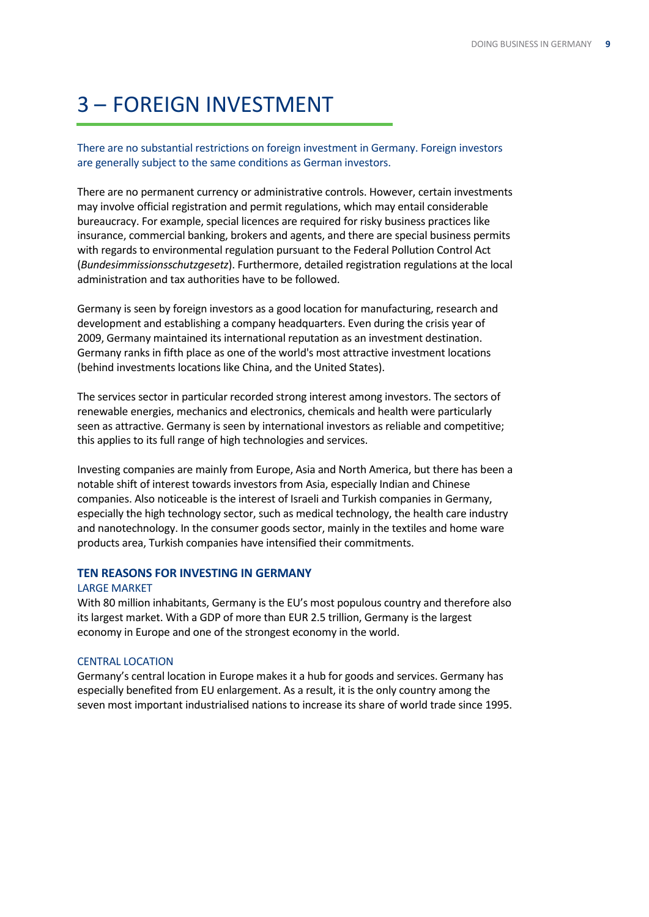# 3 – FOREIGN INVESTMENT

There are no substantial restrictions on foreign investment in Germany. Foreign investors are generally subject to the same conditions as German investors.

There are no permanent currency or administrative controls. However, certain investments may involve official registration and permit regulations, which may entail considerable bureaucracy. For example, special licences are required for risky business practices like insurance, commercial banking, brokers and agents, and there are special business permits with regards to environmental regulation pursuant to the Federal Pollution Control Act (*Bundesimmissionsschutzgesetz*). Furthermore, detailed registration regulations at the local administration and tax authorities have to be followed.

Germany is seen by foreign investors as a good location for manufacturing, research and development and establishing a company headquarters. Even during the crisis year of 2009, Germany maintained its international reputation as an investment destination. Germany ranks in fifth place as one of the world's most attractive investment locations (behind investments locations like China, and the United States).

The services sector in particular recorded strong interest among investors. The sectors of renewable energies, mechanics and electronics, chemicals and health were particularly seen as attractive. Germany is seen by international investors as reliable and competitive; this applies to its full range of high technologies and services.

Investing companies are mainly from Europe, Asia and North America, but there has been a notable shift of interest towards investors from Asia, especially Indian and Chinese companies. Also noticeable is the interest of Israeli and Turkish companies in Germany, especially the high technology sector, such as medical technology, the health care industry and nanotechnology. In the consumer goods sector, mainly in the textiles and home ware products area, Turkish companies have intensified their commitments.

## TEN REASONS FOR INVESTING IN GERMANY

### LARGE MARKET

With 80 million inhabitants, Germany is the EU's most populous country and therefore also its largest market. With a GDP of more than EUR 2.5 trillion, Germany is the largest economy in Europe and one of the strongest economy in the world.

### CENTRAL LOCATION

Germany's central location in Europe makes it a hub for goods and services. Germany has especially benefited from EU enlargement. As a result, it is the only country among the seven most important industrialised nations to increase its share of world trade since 1995.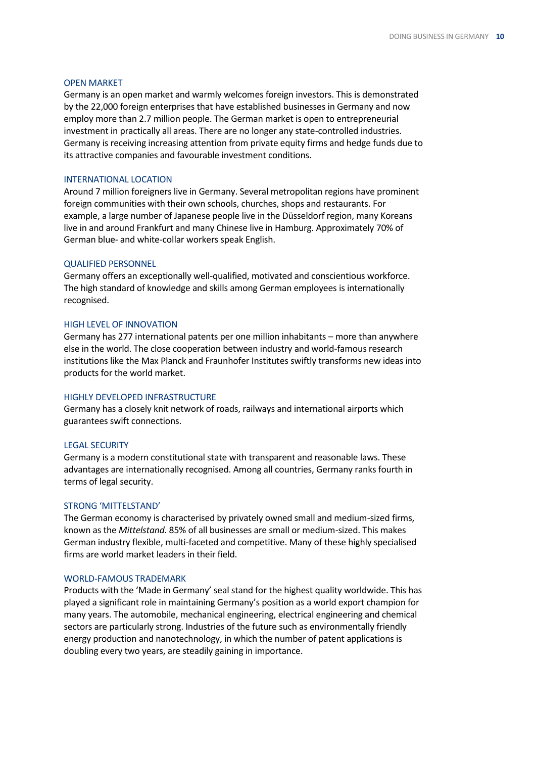## OPEN MARKET

Germany is an open market and warmly welcomes foreign investors. This is demonstrated by the 22,000 foreign enterprises that have established businesses in Germany and now employ more than 2.7 million people. The German market is open to entrepreneurial investment in practically all areas. There are no longer any state-controlled industries. Germany is receiving increasing attention from private equity firms and hedge funds due to its attractive companies and favourable investment conditions.

## INTERNATIONAL LOCATION

Around 7 million foreigners live in Germany. Several metropolitan regions have prominent foreign communities with their own schools, churches, shops and restaurants. For example, a large number of Japanese people live in the Düsseldorf region, many Koreans live in and around Frankfurt and many Chinese live in Hamburg. Approximately 70% of German blue- and white-collar workers speak English.

## QUALIFIED PERSONNEL

Germany offers an exceptionally well-qualified, motivated and conscientious workforce. The high standard of knowledge and skills among German employees is internationally recognised.

## HIGH LEVEL OF INNOVATION

Germany has 277 international patents per one million inhabitants – more than anywhere else in the world. The close cooperation between industry and world-famous research institutions like the Max Planck and Fraunhofer Institutes swiftly transforms new ideas into products for the world market.

## HIGHLY DEVELOPED INFRASTRUCTURE

Germany has a closely knit network of roads, railways and international airports which guarantees swift connections.

## LEGAL SECURITY

Germany is a modern constitutional state with transparent and reasonable laws. These advantages are internationally recognised. Among all countries, Germany ranks fourth in terms of legal security.

## STRONG 'MITTELSTAND'

The German economy is characterised by privately owned small and medium-sized firms, known as the *Mittelstand*. 85% of all businesses are small or medium-sized. This makes German industry flexible, multi-faceted and competitive. Many of these highly specialised firms are world market leaders in their field.

## WORLD-FAMOUS TRADEMARK

Products with the 'Made in Germany' seal stand for the highest quality worldwide. This has played a significant role in maintaining Germany's position as a world export champion for many years. The automobile, mechanical engineering, electrical engineering and chemical sectors are particularly strong. Industries of the future such as environmentally friendly energy production and nanotechnology, in which the number of patent applications is doubling every two years, are steadily gaining in importance.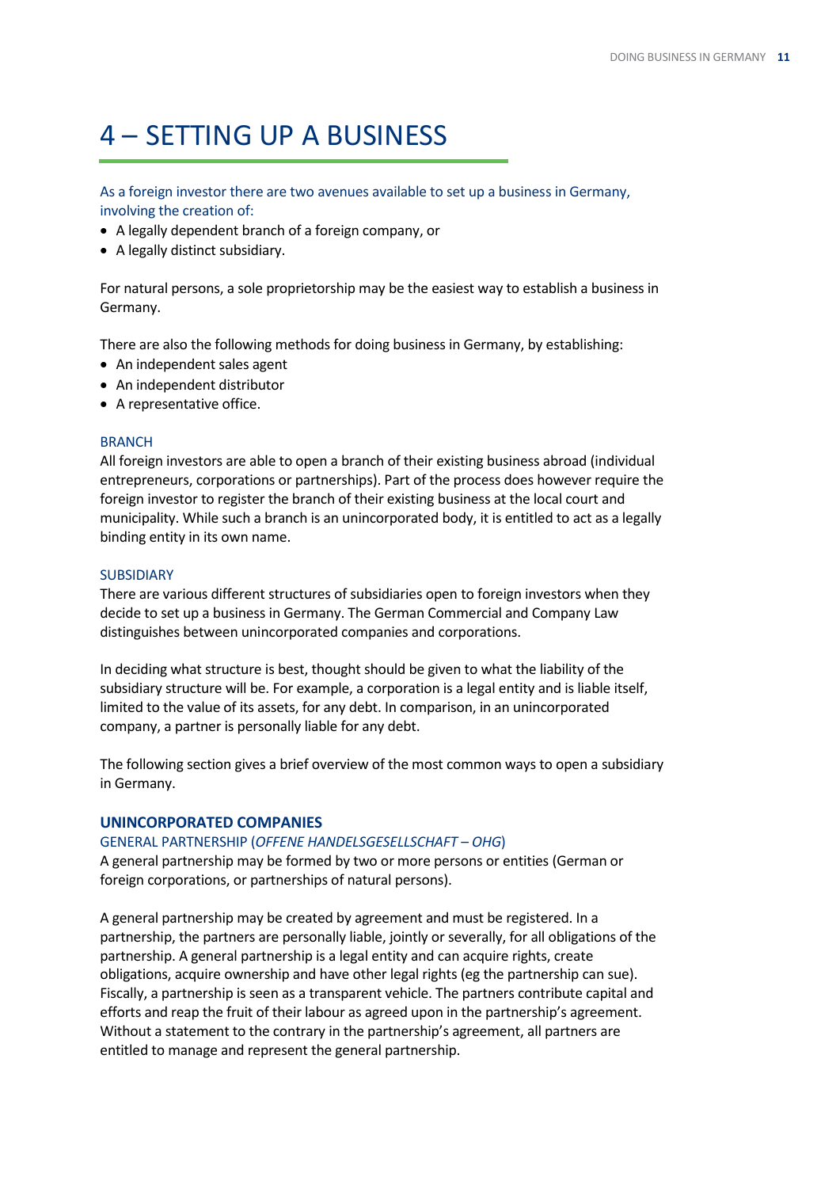# 4 – SETTING UP A BUSINESS

As a foreign investor there are two avenues available to set up a business in Germany, involving the creation of:

- A legally dependent branch of a foreign company, or
- A legally distinct subsidiary.

For natural persons, a sole proprietorship may be the easiest way to establish a business in Germany.

There are also the following methods for doing business in Germany, by establishing:

- An independent sales agent
- An independent distributor
- A representative office.

### BRANCH

All foreign investors are able to open a branch of their existing business abroad (individual entrepreneurs, corporations or partnerships). Part of the process does however require the foreign investor to register the branch of their existing business at the local court and municipality. While such a branch is an unincorporated body, it is entitled to act as a legally binding entity in its own name.

### SUBSIDIARY

There are various different structures of subsidiaries open to foreign investors when they decide to set up a business in Germany. The German Commercial and Company Law distinguishes between unincorporated companies and corporations.

In deciding what structure is best, thought should be given to what the liability of the subsidiary structure will be. For example, a corporation is a legal entity and is liable itself, limited to the value of its assets, for any debt. In comparison, in an unincorporated company, a partner is personally liable for any debt.

The following section gives a brief overview of the most common ways to open a subsidiary in Germany.

## UNINCORPORATED COMPANIES

### GENERAL PARTNERSHIP (*OFFENE HANDELSGESELLSCHAFT – OHG*)

A general partnership may be formed by two or more persons or entities (German or foreign corporations, or partnerships of natural persons).

A general partnership may be created by agreement and must be registered. In a partnership, the partners are personally liable, jointly or severally, for all obligations of the partnership. A general partnership is a legal entity and can acquire rights, create obligations, acquire ownership and have other legal rights (eg the partnership can sue). Fiscally, a partnership is seen as a transparent vehicle. The partners contribute capital and efforts and reap the fruit of their labour as agreed upon in the partnership's agreement. Without a statement to the contrary in the partnership's agreement, all partners are entitled to manage and represent the general partnership.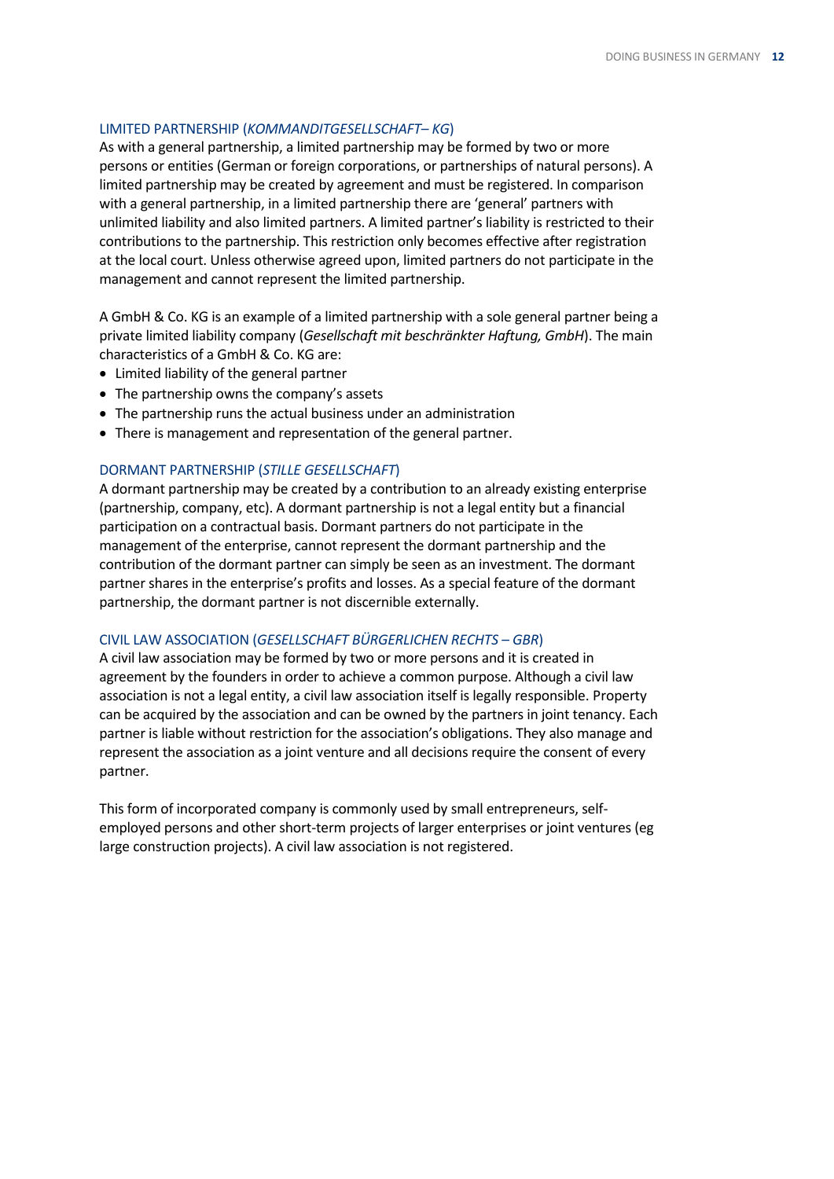### LIMITED PARTNERSHIP (*KOMMANDITGESELLSCHAFT– KG*)

As with a general partnership, a limited partnership may be formed by two or more persons or entities (German or foreign corporations, or partnerships of natural persons). A limited partnership may be created by agreement and must be registered. In comparison with a general partnership, in a limited partnership there are 'general' partners with unlimited liability and also limited partners. A limited partner's liability is restricted to their contributions to the partnership. This restriction only becomes effective after registration at the local court. Unless otherwise agreed upon, limited partners do not participate in the management and cannot represent the limited partnership.

A GmbH & Co. KG is an example of a limited partnership with a sole general partner being a private limited liability company (*Gesellschaft mit beschränkter Haftung, GmbH*). The main characteristics of a GmbH & Co. KG are:

- Limited liability of the general partner
- The partnership owns the company's assets
- The partnership runs the actual business under an administration
- There is management and representation of the general partner.

### DORMANT PARTNERSHIP (*STILLE GESELLSCHAFT*)

A dormant partnership may be created by a contribution to an already existing enterprise (partnership, company, etc). A dormant partnership is not a legal entity but a financial participation on a contractual basis. Dormant partners do not participate in the management of the enterprise, cannot represent the dormant partnership and the contribution of the dormant partner can simply be seen as an investment. The dormant partner shares in the enterprise's profits and losses. As a special feature of the dormant partnership, the dormant partner is not discernible externally.

### CIVIL LAW ASSOCIATION (*GESELLSCHAFT BÜRGERLICHEN RECHTS – GBR*)

A civil law association may be formed by two or more persons and it is created in agreement by the founders in order to achieve a common purpose. Although a civil law association is not a legal entity, a civil law association itself is legally responsible. Property can be acquired by the association and can be owned by the partners in joint tenancy. Each partner is liable without restriction for the association's obligations. They also manage and represent the association as a joint venture and all decisions require the consent of every partner.

This form of incorporated company is commonly used by small entrepreneurs, self-employed persons and other short-term projects of larger enterprises or joint ventures (eg large construction projects). A civil law association is not registered.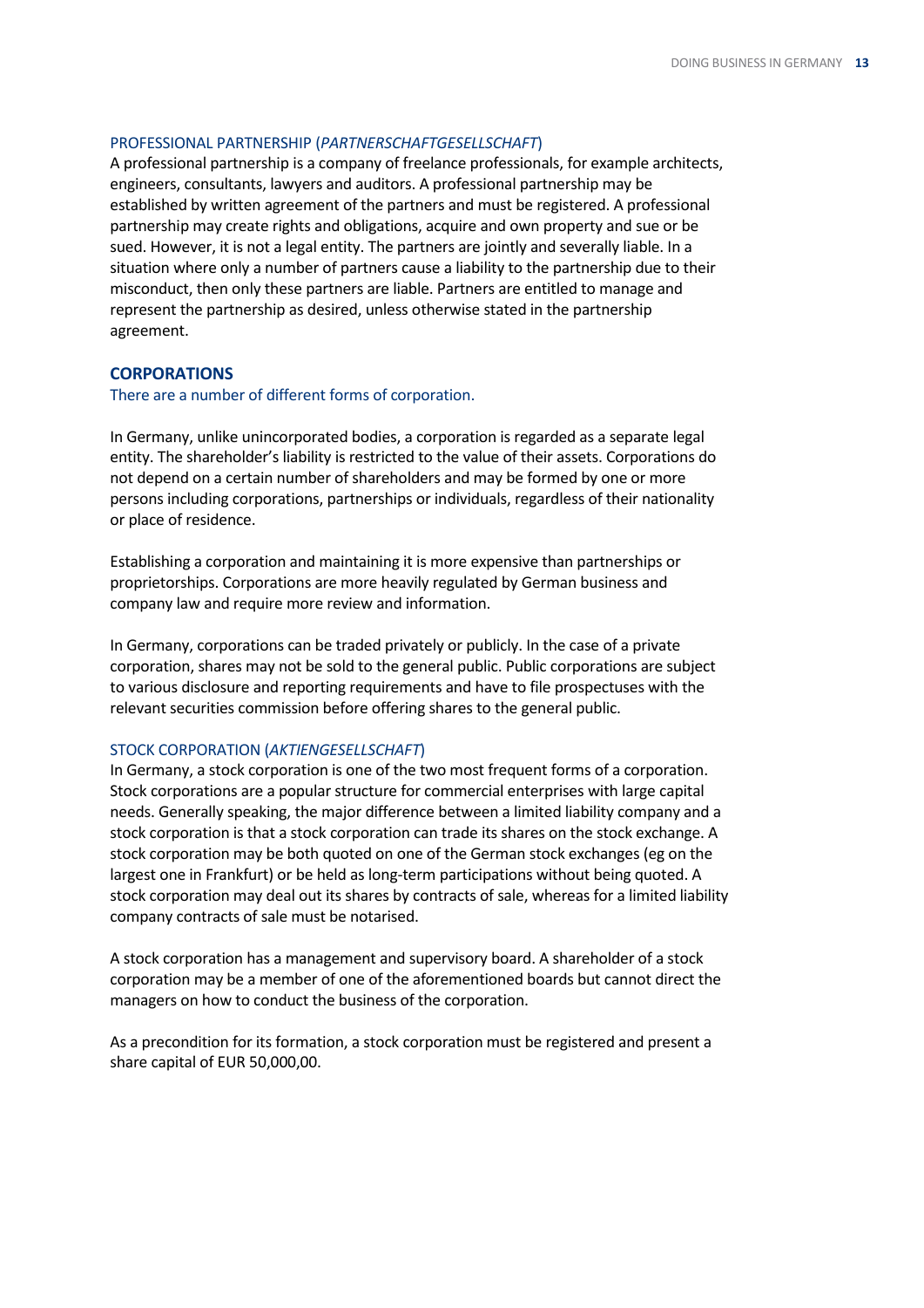### PROFESSIONAL PARTNERSHIP (*PARTNERSCHAFTGESELLSCHAFT*)

A professional partnership is a company of freelance professionals, for example architects, engineers, consultants, lawyers and auditors. A professional partnership may be established by written agreement of the partners and must be registered. A professional partnership may create rights and obligations, acquire and own property and sue or be sued. However, it is not a legal entity. The partners are jointly and severally liable. In a situation where only a number of partners cause a liability to the partnership due to their misconduct, then only these partners are liable. Partners are entitled to manage and represent the partnership as desired, unless otherwise stated in the partnership agreement.

## CORPORATIONS

There are a number of different forms of corporation.

In Germany, unlike unincorporated bodies, a corporation is regarded as a separate legal entity. The shareholder's liability is restricted to the value of their assets. Corporations do not depend on a certain number of shareholders and may be formed by one or more persons including corporations, partnerships or individuals, regardless of their nationality or place of residence.

Establishing a corporation and maintaining it is more expensive than partnerships or proprietorships. Corporations are more heavily regulated by German business and company law and require more review and information.

In Germany, corporations can be traded privately or publicly. In the case of a private corporation, shares may not be sold to the general public. Public corporations are subject to various disclosure and reporting requirements and have to file prospectuses with the relevant securities commission before offering shares to the general public.

### STOCK CORPORATION (*AKTIENGESELLSCHAFT*)

In Germany, a stock corporation is one of the two most frequent forms of a corporation. Stock corporations are a popular structure for commercial enterprises with large capital needs. Generally speaking, the major difference between a limited liability company and a stock corporation is that a stock corporation can trade its shares on the stock exchange. A stock corporation may be both quoted on one of the German stock exchanges (eg on the largest one in Frankfurt) or be held as long-term participations without being quoted. A stock corporation may deal out its shares by contracts of sale, whereas for a limited liability company contracts of sale must be notarised.

A stock corporation has a management and supervisory board. A shareholder of a stock corporation may be a member of one of the aforementioned boards but cannot direct the managers on how to conduct the business of the corporation.

As a precondition for its formation, a stock corporation must be registered and present a share capital of EUR 50,000,00.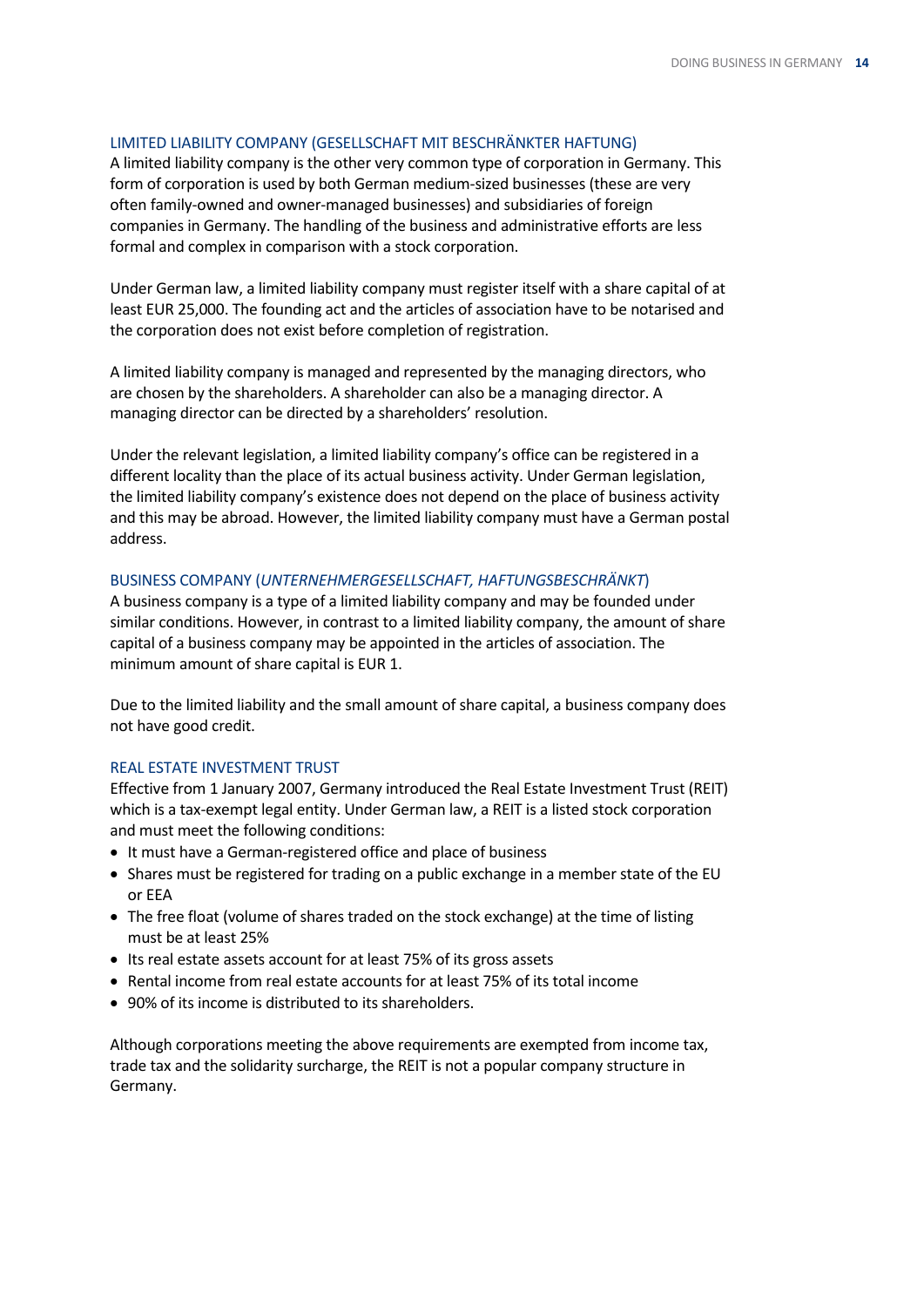### LIMITED LIABILITY COMPANY (GESELLSCHAFT MIT BESCHRÄNKTER HAFTUNG)

A limited liability company is the other very common type of corporation in Germany. This form of corporation is used by both German medium-sized businesses (these are very often family-owned and owner-managed businesses) and subsidiaries of foreign companies in Germany. The handling of the business and administrative efforts are less formal and complex in comparison with a stock corporation.

Under German law, a limited liability company must register itself with a share capital of at least EUR 25,000. The founding act and the articles of association have to be notarised and the corporation does not exist before completion of registration.

A limited liability company is managed and represented by the managing directors, who are chosen by the shareholders. A shareholder can also be a managing director. A managing director can be directed by a shareholders' resolution.

Under the relevant legislation, a limited liability company's office can be registered in a different locality than the place of its actual business activity. Under German legislation, the limited liability company's existence does not depend on the place of business activity and this may be abroad. However, the limited liability company must have a German postal address.

### BUSINESS COMPANY (*UNTERNEHMERGESELLSCHAFT, HAFTUNGSBESCHRÄNKT*)

A business company is a type of a limited liability company and may be founded under similar conditions. However, in contrast to a limited liability company, the amount of share capital of a business company may be appointed in the articles of association. The minimum amount of share capital is EUR 1.

Due to the limited liability and the small amount of share capital, a business company does not have good credit.

### REAL ESTATE INVESTMENT TRUST

Effective from 1 January 2007, Germany introduced the Real Estate Investment Trust (REIT) which is a tax-exempt legal entity. Under German law, a REIT is a listed stock corporation and must meet the following conditions:

- It must have a German-registered office and place of business
- Shares must be registered for trading on a public exchange in a member state of the EU or EEA
- The free float (volume of shares traded on the stock exchange) at the time of listing must be at least 25%
- Its real estate assets account for at least 75% of its gross assets
- Rental income from real estate accounts for at least 75% of its total income
- 90% of its income is distributed to its shareholders.

Although corporations meeting the above requirements are exempted from income tax, trade tax and the solidarity surcharge, the REIT is not a popular company structure in Germany.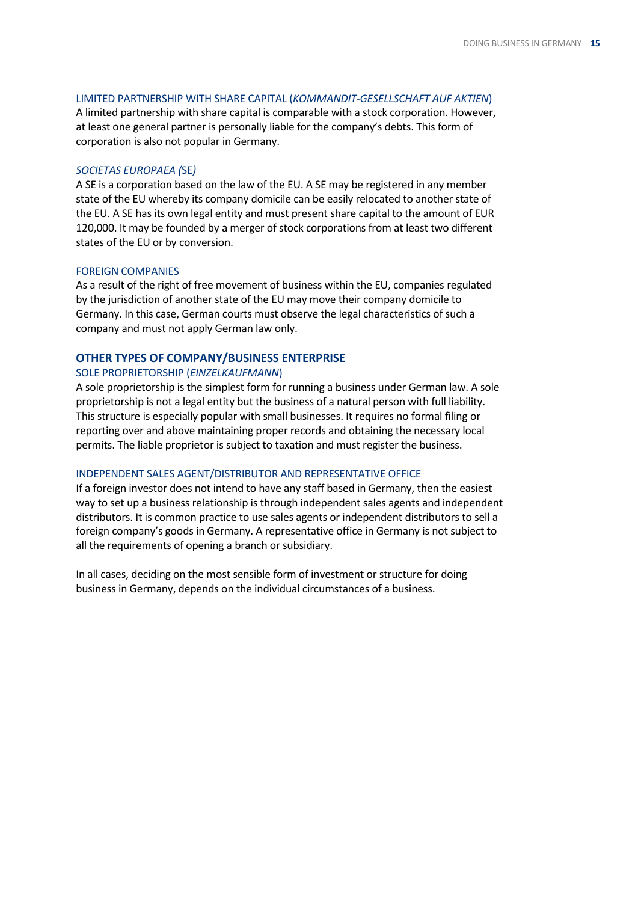### LIMITED PARTNERSHIP WITH SHARE CAPITAL (*KOMMANDIT-GESELLSCHAFT AUF AKTIEN*)

A limited partnership with share capital is comparable with a stock corporation. However, at least one general partner is personally liable for the company's debts. This form of corporation is also not popular in Germany.

### *SOCIETAS EUROPAEA (*SE*)*

A SE is a corporation based on the law of the EU. A SE may be registered in any member state of the EU whereby its company domicile can be easily relocated to another state of the EU. A SE has its own legal entity and must present share capital to the amount of EUR 120,000. It may be founded by a merger of stock corporations from at least two different states of the EU or by conversion.

### FOREIGN COMPANIES

As a result of the right of free movement of business within the EU, companies regulated by the jurisdiction of another state of the EU may move their company domicile to Germany. In this case, German courts must observe the legal characteristics of such a company and must not apply German law only.

## OTHER TYPES OF COMPANY/BUSINESS ENTERPRISE

### SOLE PROPRIETORSHIP (*EINZELKAUFMANN*)

A sole proprietorship is the simplest form for running a business under German law. A sole proprietorship is not a legal entity but the business of a natural person with full liability. This structure is especially popular with small businesses. It requires no formal filing or reporting over and above maintaining proper records and obtaining the necessary local permits. The liable proprietor is subject to taxation and must register the business.

### INDEPENDENT SALES AGENT/DISTRIBUTOR AND REPRESENTATIVE OFFICE

If a foreign investor does not intend to have any staff based in Germany, then the easiest way to set up a business relationship is through independent sales agents and independent distributors. It is common practice to use sales agents or independent distributors to sell a foreign company's goods in Germany. A representative office in Germany is not subject to all the requirements of opening a branch or subsidiary.

In all cases, deciding on the most sensible form of investment or structure for doing business in Germany, depends on the individual circumstances of a business.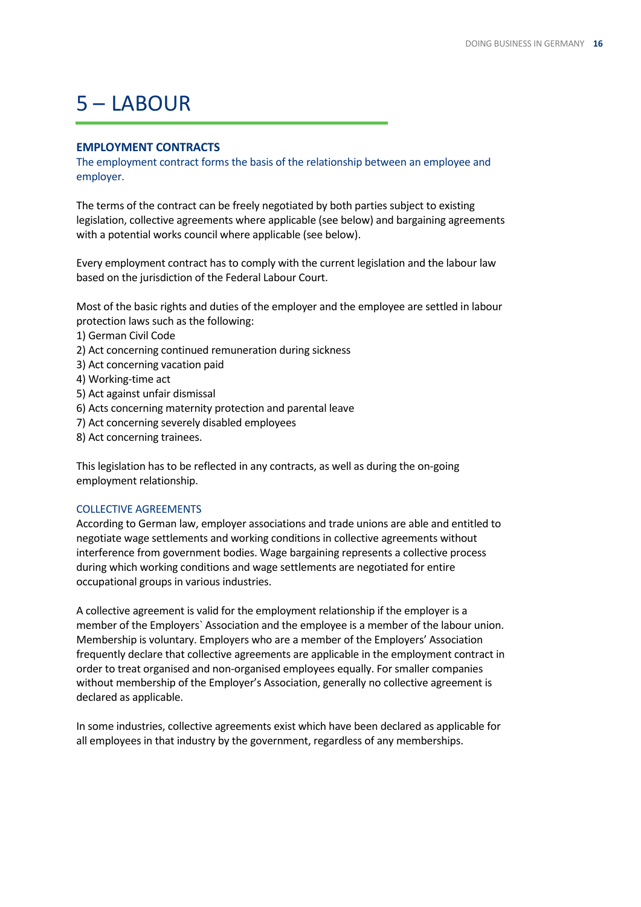# 5 – LABOUR

## EMPLOYMENT CONTRACTS

The employment contract forms the basis of the relationship between an employee and employer.

The terms of the contract can be freely negotiated by both parties subject to existing legislation, collective agreements where applicable (see below) and bargaining agreements with a potential works council where applicable (see below).

Every employment contract has to comply with the current legislation and the labour law based on the jurisdiction of the Federal Labour Court.

Most of the basic rights and duties of the employer and the employee are settled in labour protection laws such as the following:

1) German Civil Code
2) Act concerning continued remuneration during sickness
3) Act concerning vacation paid
4) Working-time act
5) Act against unfair dismissal
6) Acts concerning maternity protection and parental leave
7) Act concerning severely disabled employees
8) Act concerning trainees.

This legislation has to be reflected in any contracts, as well as during the on-going employment relationship.

### COLLECTIVE AGREEMENTS

According to German law, employer associations and trade unions are able and entitled to negotiate wage settlements and working conditions in collective agreements without interference from government bodies. Wage bargaining represents a collective process during which working conditions and wage settlements are negotiated for entire occupational groups in various industries.

A collective agreement is valid for the employment relationship if the employer is a member of the Employers` Association and the employee is a member of the labour union. Membership is voluntary. Employers who are a member of the Employers' Association frequently declare that collective agreements are applicable in the employment contract in order to treat organised and non-organised employees equally. For smaller companies without membership of the Employer's Association, generally no collective agreement is declared as applicable.

In some industries, collective agreements exist which have been declared as applicable for all employees in that industry by the government, regardless of any memberships.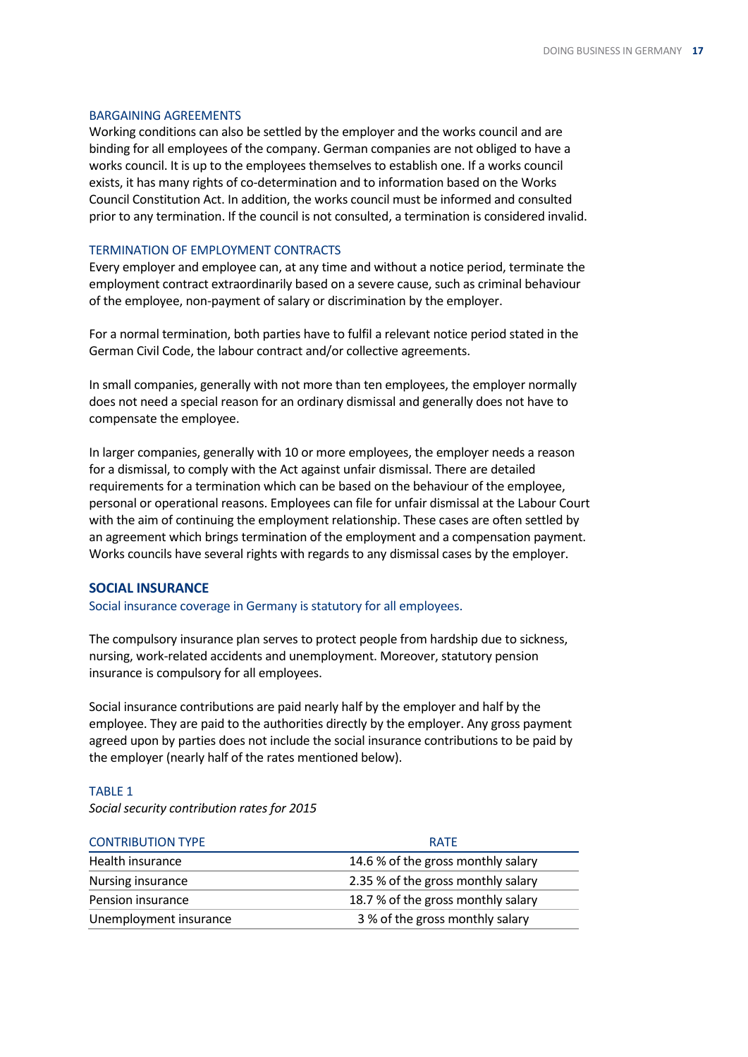### BARGAINING AGREEMENTS

Working conditions can also be settled by the employer and the works council and are binding for all employees of the company. German companies are not obliged to have a works council. It is up to the employees themselves to establish one. If a works council exists, it has many rights of co-determination and to information based on the Works Council Constitution Act. In addition, the works council must be informed and consulted prior to any termination. If the council is not consulted, a termination is considered invalid.

### TERMINATION OF EMPLOYMENT CONTRACTS

Every employer and employee can, at any time and without a notice period, terminate the employment contract extraordinarily based on a severe cause, such as criminal behaviour of the employee, non-payment of salary or discrimination by the employer.

For a normal termination, both parties have to fulfil a relevant notice period stated in the German Civil Code, the labour contract and/or collective agreements.

In small companies, generally with not more than ten employees, the employer normally does not need a special reason for an ordinary dismissal and generally does not have to compensate the employee.

In larger companies, generally with 10 or more employees, the employer needs a reason for a dismissal, to comply with the Act against unfair dismissal. There are detailed requirements for a termination which can be based on the behaviour of the employee, personal or operational reasons. Employees can file for unfair dismissal at the Labour Court with the aim of continuing the employment relationship. These cases are often settled by an agreement which brings termination of the employment and a compensation payment. Works councils have several rights with regards to any dismissal cases by the employer.

## SOCIAL INSURANCE

Social insurance coverage in Germany is statutory for all employees.

The compulsory insurance plan serves to protect people from hardship due to sickness, nursing, work-related accidents and unemployment. Moreover, statutory pension insurance is compulsory for all employees.

Social insurance contributions are paid nearly half by the employer and half by the employee. They are paid to the authorities directly by the employer. Any gross payment agreed upon by parties does not include the social insurance contributions to be paid by the employer (nearly half of the rates mentioned below).

TABLE 1

*Social security contribution rates for 2015*

| CONTRIBUTION TYPE | RATE |
|---|---|
| Health insurance | 14.6 % of the gross monthly salary |
| Nursing insurance | 2.35 % of the gross monthly salary |
| Pension insurance | 18.7 % of the gross monthly salary |
| Unemployment insurance | 3 % of the gross monthly salary |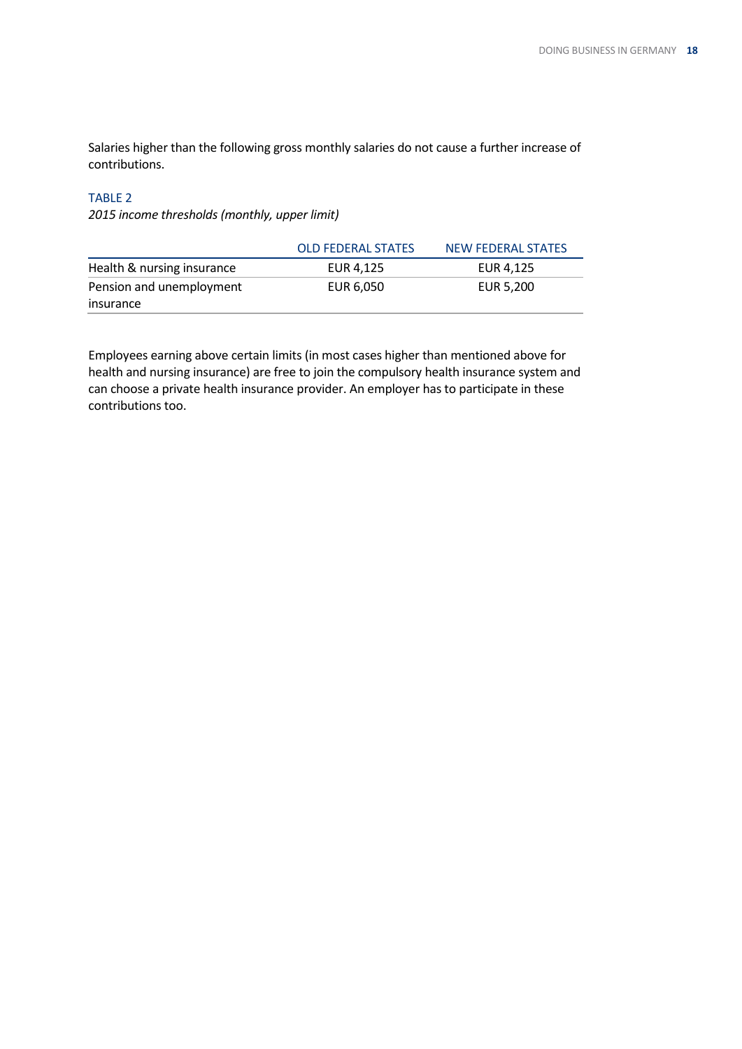Salaries higher than the following gross monthly salaries do not cause a further increase of contributions.

TABLE 2

*2015 income thresholds (monthly, upper limit)*

| | OLD FEDERAL STATES | NEW FEDERAL STATES |
|---|---|---|
| Health & nursing insurance | EUR 4,125 | EUR 4,125 |
| Pension and unemployment insurance | EUR 6,050 | EUR 5,200 |

Employees earning above certain limits (in most cases higher than mentioned above for health and nursing insurance) are free to join the compulsory health insurance system and can choose a private health insurance provider. An employer has to participate in these contributions too.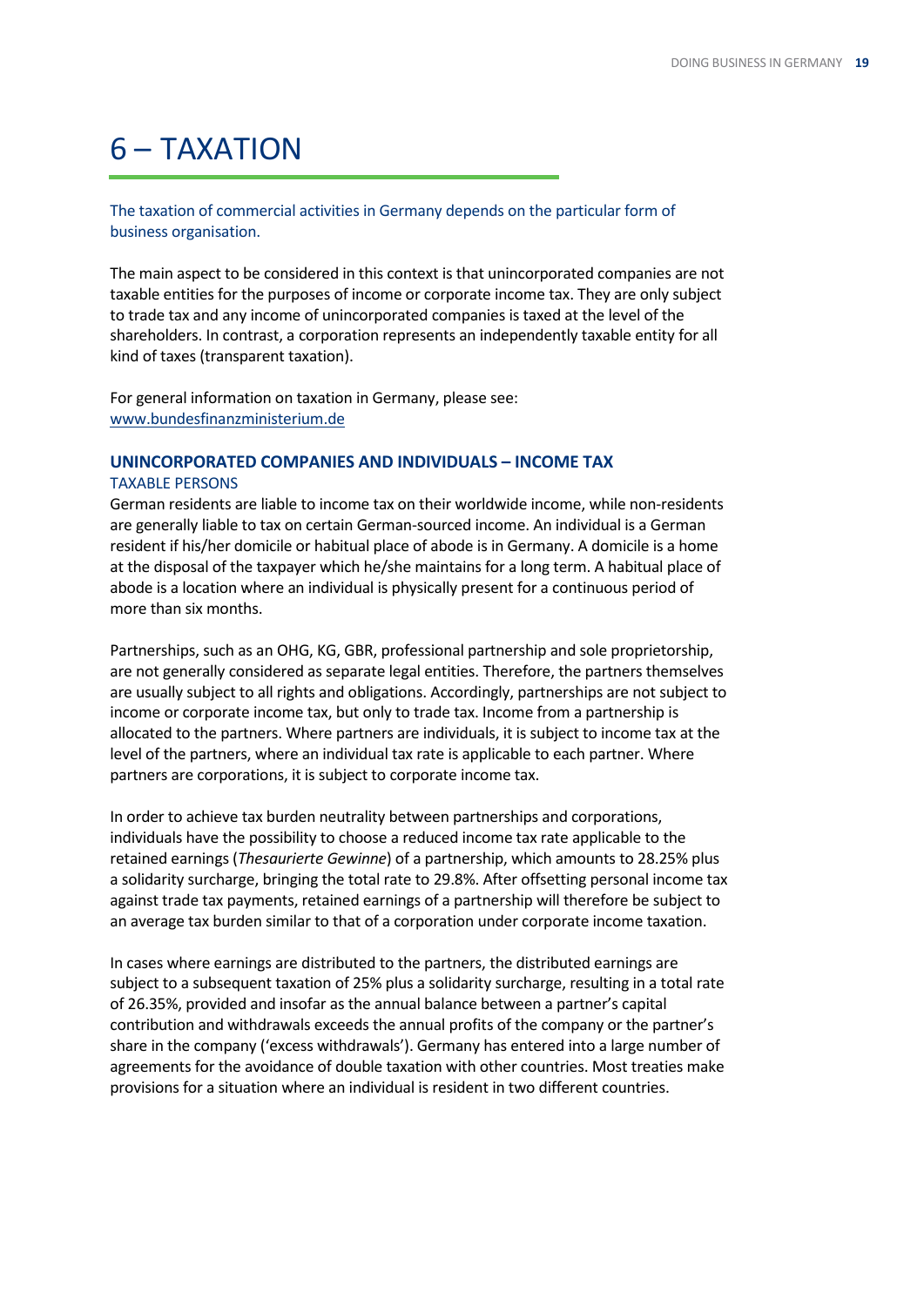# 6 – TAXATION

The taxation of commercial activities in Germany depends on the particular form of business organisation.

The main aspect to be considered in this context is that unincorporated companies are not taxable entities for the purposes of income or corporate income tax. They are only subject to trade tax and any income of unincorporated companies is taxed at the level of the shareholders. In contrast, a corporation represents an independently taxable entity for all kind of taxes (transparent taxation).

For general information on taxation in Germany, please see:
[www.bundesfinanzministerium.de](http://www.bundesfinanzministerium.de)

## UNINCORPORATED COMPANIES AND INDIVIDUALS – INCOME TAX

### TAXABLE PERSONS

German residents are liable to income tax on their worldwide income, while non-residents are generally liable to tax on certain German-sourced income. An individual is a German resident if his/her domicile or habitual place of abode is in Germany. A domicile is a home at the disposal of the taxpayer which he/she maintains for a long term. A habitual place of abode is a location where an individual is physically present for a continuous period of more than six months.

Partnerships, such as an OHG, KG, GBR, professional partnership and sole proprietorship, are not generally considered as separate legal entities. Therefore, the partners themselves are usually subject to all rights and obligations. Accordingly, partnerships are not subject to income or corporate income tax, but only to trade tax. Income from a partnership is allocated to the partners. Where partners are individuals, it is subject to income tax at the level of the partners, where an individual tax rate is applicable to each partner. Where partners are corporations, it is subject to corporate income tax.

In order to achieve tax burden neutrality between partnerships and corporations, individuals have the possibility to choose a reduced income tax rate applicable to the retained earnings (*Thesaurierte Gewinne*) of a partnership, which amounts to 28.25% plus a solidarity surcharge, bringing the total rate to 29.8%. After offsetting personal income tax against trade tax payments, retained earnings of a partnership will therefore be subject to an average tax burden similar to that of a corporation under corporate income taxation.

In cases where earnings are distributed to the partners, the distributed earnings are subject to a subsequent taxation of 25% plus a solidarity surcharge, resulting in a total rate of 26.35%, provided and insofar as the annual balance between a partner's capital contribution and withdrawals exceeds the annual profits of the company or the partner's share in the company ('excess withdrawals'). Germany has entered into a large number of agreements for the avoidance of double taxation with other countries. Most treaties make provisions for a situation where an individual is resident in two different countries.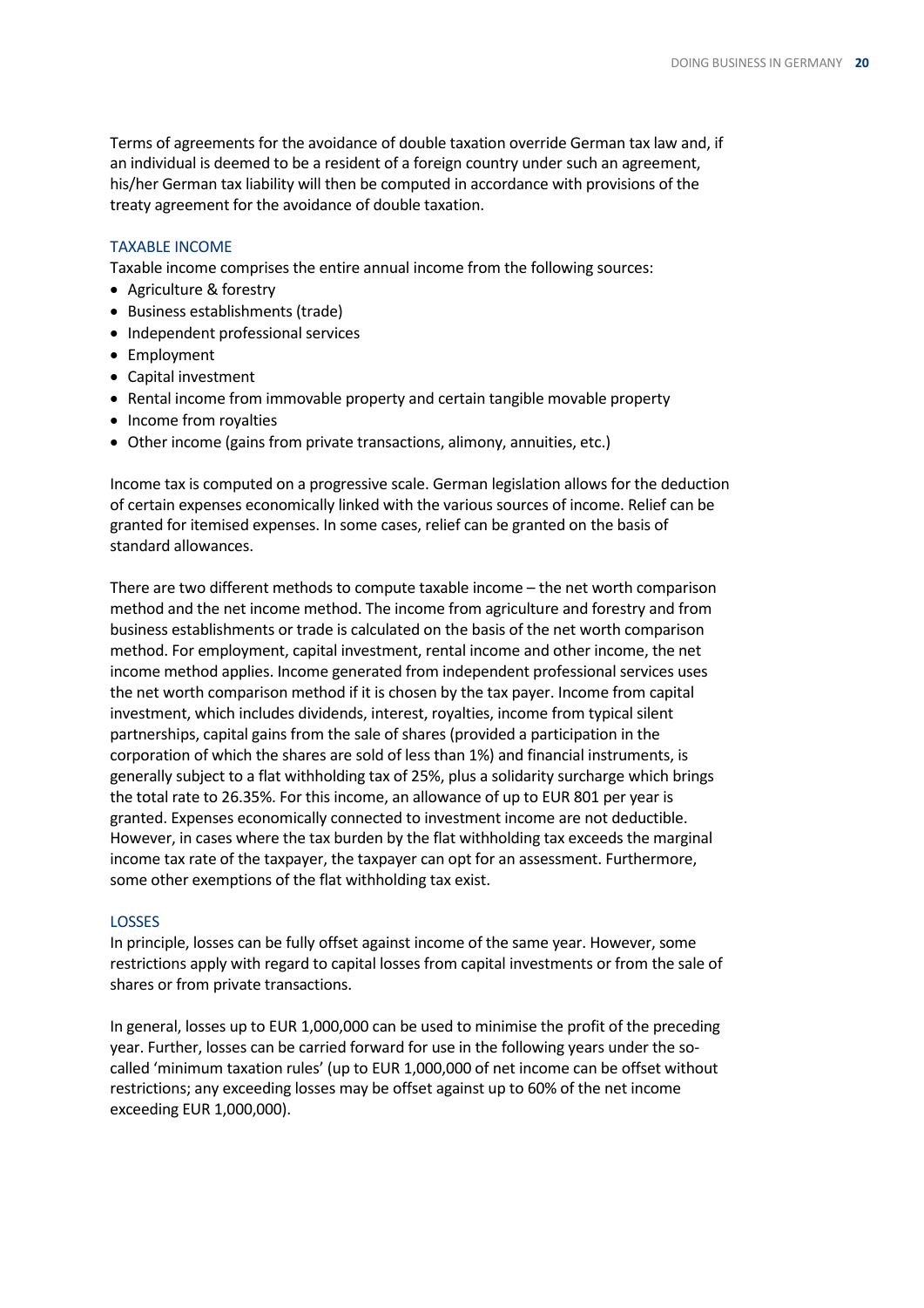Terms of agreements for the avoidance of double taxation override German tax law and, if an individual is deemed to be a resident of a foreign country under such an agreement, his/her German tax liability will then be computed in accordance with provisions of the treaty agreement for the avoidance of double taxation.

### TAXABLE INCOME

Taxable income comprises the entire annual income from the following sources:

- Agriculture & forestry
- Business establishments (trade)
- Independent professional services
- Employment
- Capital investment
- Rental income from immovable property and certain tangible movable property
- Income from royalties
- Other income (gains from private transactions, alimony, annuities, etc.)

Income tax is computed on a progressive scale. German legislation allows for the deduction of certain expenses economically linked with the various sources of income. Relief can be granted for itemised expenses. In some cases, relief can be granted on the basis of standard allowances.

There are two different methods to compute taxable income – the net worth comparison method and the net income method. The income from agriculture and forestry and from business establishments or trade is calculated on the basis of the net worth comparison method. For employment, capital investment, rental income and other income, the net income method applies. Income generated from independent professional services uses the net worth comparison method if it is chosen by the tax payer. Income from capital investment, which includes dividends, interest, royalties, income from typical silent partnerships, capital gains from the sale of shares (provided a participation in the corporation of which the shares are sold of less than 1%) and financial instruments, is generally subject to a flat withholding tax of 25%, plus a solidarity surcharge which brings the total rate to 26.35%. For this income, an allowance of up to EUR 801 per year is granted. Expenses economically connected to investment income are not deductible. However, in cases where the tax burden by the flat withholding tax exceeds the marginal income tax rate of the taxpayer, the taxpayer can opt for an assessment. Furthermore, some other exemptions of the flat withholding tax exist.

### LOSSES

In principle, losses can be fully offset against income of the same year. However, some restrictions apply with regard to capital losses from capital investments or from the sale of shares or from private transactions.

In general, losses up to EUR 1,000,000 can be used to minimise the profit of the preceding year. Further, losses can be carried forward for use in the following years under the so-called 'minimum taxation rules' (up to EUR 1,000,000 of net income can be offset without restrictions; any exceeding losses may be offset against up to 60% of the net income exceeding EUR 1,000,000).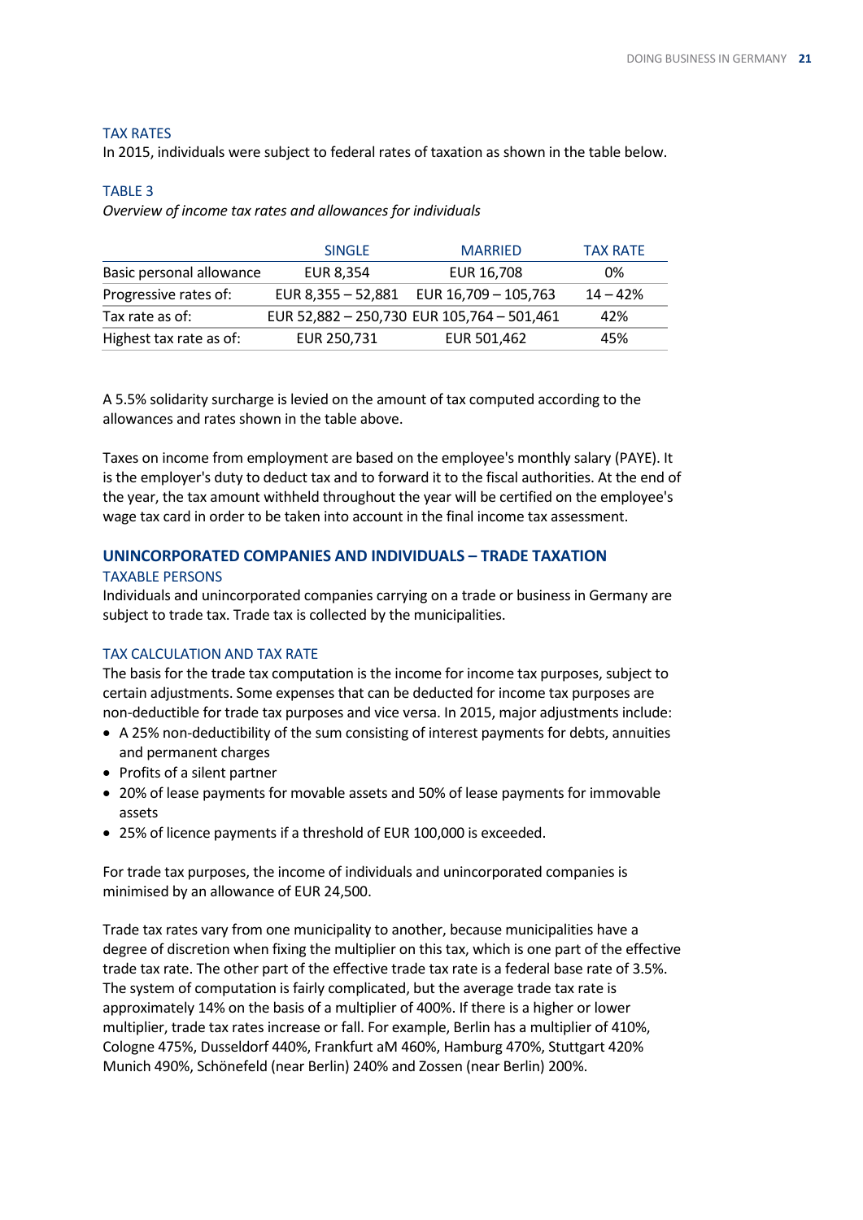### TAX RATES

In 2015, individuals were subject to federal rates of taxation as shown in the table below.

#### TABLE 3

*Overview of income tax rates and allowances for individuals*

| | SINGLE | MARRIED | TAX RATE |
|---|---|---|---|
| Basic personal allowance | EUR 8,354 | EUR 16,708 | 0% |
| Progressive rates of: | EUR 8,355 – 52,881 | EUR 16,709 – 105,763 | 14 – 42% |
| Tax rate as of: | EUR 52,882 – 250,730 | EUR 105,764 – 501,461 | 42% |
| Highest tax rate as of: | EUR 250,731 | EUR 501,462 | 45% |

A 5.5% solidarity surcharge is levied on the amount of tax computed according to the allowances and rates shown in the table above.

Taxes on income from employment are based on the employee's monthly salary (PAYE). It is the employer's duty to deduct tax and to forward it to the fiscal authorities. At the end of the year, the tax amount withheld throughout the year will be certified on the employee's wage tax card in order to be taken into account in the final income tax assessment.

## UNINCORPORATED COMPANIES AND INDIVIDUALS – TRADE TAXATION

### TAXABLE PERSONS

Individuals and unincorporated companies carrying on a trade or business in Germany are subject to trade tax. Trade tax is collected by the municipalities.

### TAX CALCULATION AND TAX RATE

The basis for the trade tax computation is the income for income tax purposes, subject to certain adjustments. Some expenses that can be deducted for income tax purposes are non-deductible for trade tax purposes and vice versa. In 2015, major adjustments include:

- A 25% non-deductibility of the sum consisting of interest payments for debts, annuities and permanent charges
- Profits of a silent partner
- 20% of lease payments for movable assets and 50% of lease payments for immovable assets
- 25% of licence payments if a threshold of EUR 100,000 is exceeded.

For trade tax purposes, the income of individuals and unincorporated companies is minimised by an allowance of EUR 24,500.

Trade tax rates vary from one municipality to another, because municipalities have a degree of discretion when fixing the multiplier on this tax, which is one part of the effective trade tax rate. The other part of the effective trade tax rate is a federal base rate of 3.5%. The system of computation is fairly complicated, but the average trade tax rate is approximately 14% on the basis of a multiplier of 400%. If there is a higher or lower multiplier, trade tax rates increase or fall. For example, Berlin has a multiplier of 410%, Cologne 475%, Dusseldorf 440%, Frankfurt aM 460%, Hamburg 470%, Stuttgart 420% Munich 490%, Schönefeld (near Berlin) 240% and Zossen (near Berlin) 200%.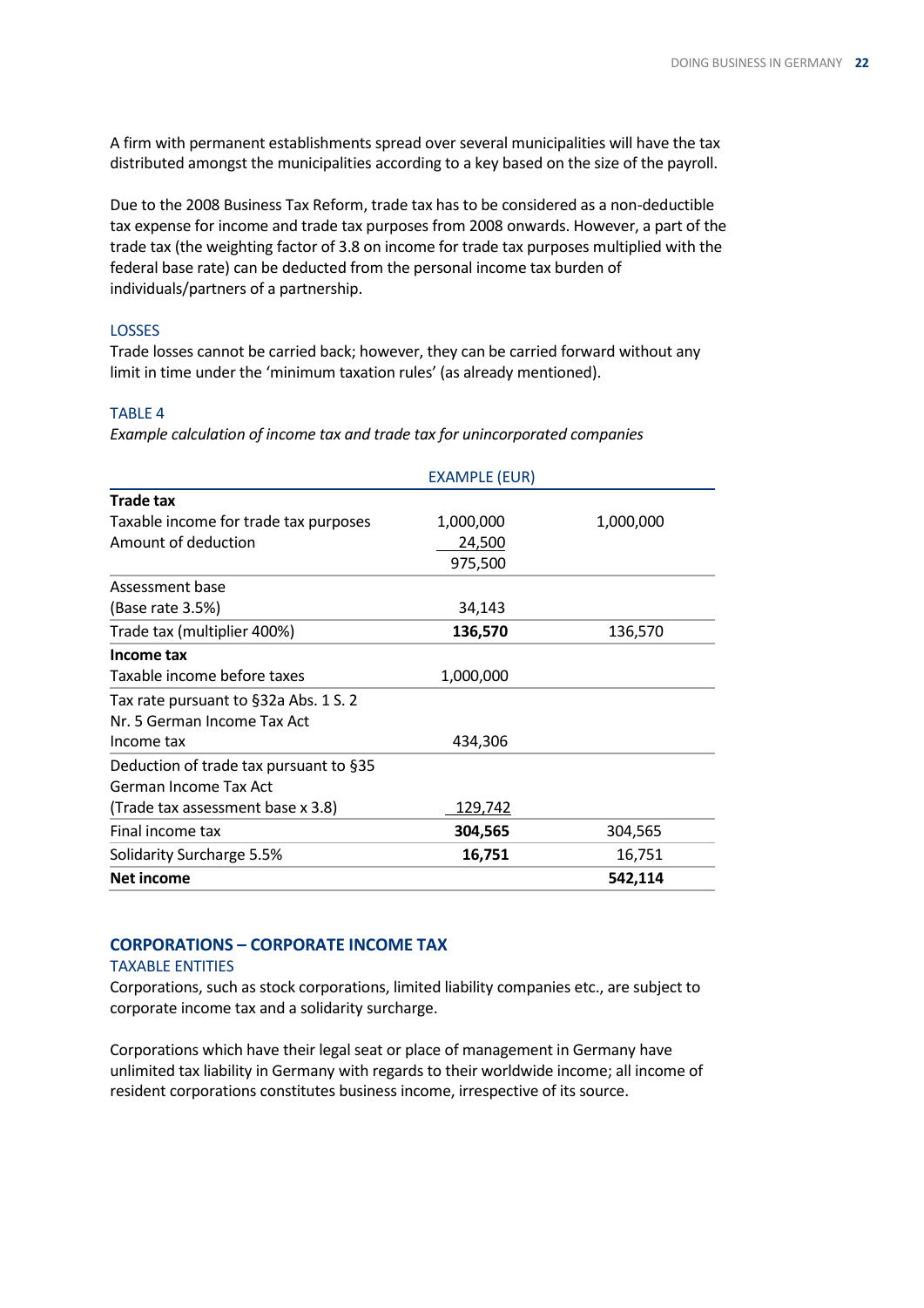A firm with permanent establishments spread over several municipalities will have the tax distributed amongst the municipalities according to a key based on the size of the payroll.

Due to the 2008 Business Tax Reform, trade tax has to be considered as a non-deductible tax expense for income and trade tax purposes from 2008 onwards. However, a part of the trade tax (the weighting factor of 3.8 on income for trade tax purposes multiplied with the federal base rate) can be deducted from the personal income tax burden of individuals/partners of a partnership.

### LOSSES

Trade losses cannot be carried back; however, they can be carried forward without any limit in time under the 'minimum taxation rules' (as already mentioned).

### TABLE 4

*Example calculation of income tax and trade tax for unincorporated companies*

| | EXAMPLE (EUR) | |
|---|---|---|
| **Trade tax** | | |
| Taxable income for trade tax purposes | 1,000,000 | 1,000,000 |
| Amount of deduction | 24,500 | |
| | 975,500 | |
| Assessment base | | |
| (Base rate 3.5%) | 34,143 | |
| Trade tax (multiplier 400%) | **136,570** | 136,570 |
| **Income tax** | | |
| Taxable income before taxes | 1,000,000 | |
| Tax rate pursuant to §32a Abs. 1 S. 2 Nr. 5 German Income Tax Act | | |
| Income tax | 434,306 | |
| Deduction of trade tax pursuant to §35 German Income Tax Act (Trade tax assessment base x 3.8) | 129,742 | |
| Final income tax | **304,565** | 304,565 |
| Solidarity Surcharge 5.5% | **16,751** | 16,751 |
| **Net income** | | **542,114** |

## CORPORATIONS – CORPORATE INCOME TAX

### TAXABLE ENTITIES

Corporations, such as stock corporations, limited liability companies etc., are subject to corporate income tax and a solidarity surcharge.

Corporations which have their legal seat or place of management in Germany have unlimited tax liability in Germany with regards to their worldwide income; all income of resident corporations constitutes business income, irrespective of its source.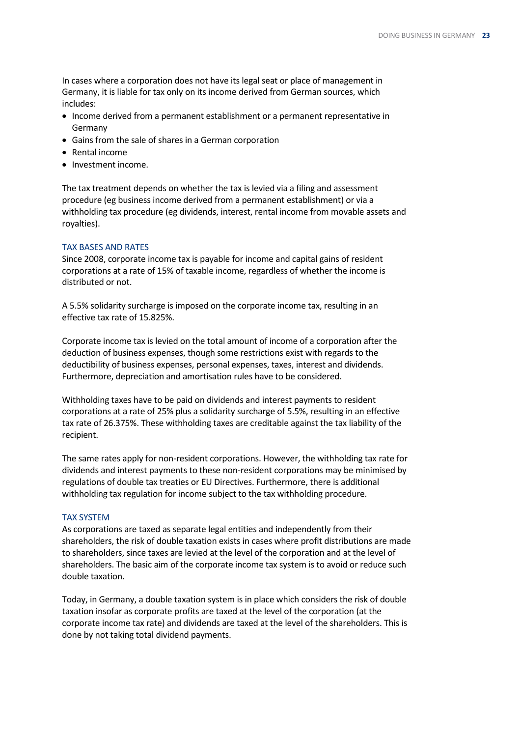In cases where a corporation does not have its legal seat or place of management in Germany, it is liable for tax only on its income derived from German sources, which includes:

- Income derived from a permanent establishment or a permanent representative in Germany
- Gains from the sale of shares in a German corporation
- Rental income
- Investment income.

The tax treatment depends on whether the tax is levied via a filing and assessment procedure (eg business income derived from a permanent establishment) or via a withholding tax procedure (eg dividends, interest, rental income from movable assets and royalties).

## TAX BASES AND RATES

Since 2008, corporate income tax is payable for income and capital gains of resident corporations at a rate of 15% of taxable income, regardless of whether the income is distributed or not.

A 5.5% solidarity surcharge is imposed on the corporate income tax, resulting in an effective tax rate of 15.825%.

Corporate income tax is levied on the total amount of income of a corporation after the deduction of business expenses, though some restrictions exist with regards to the deductibility of business expenses, personal expenses, taxes, interest and dividends. Furthermore, depreciation and amortisation rules have to be considered.

Withholding taxes have to be paid on dividends and interest payments to resident corporations at a rate of 25% plus a solidarity surcharge of 5.5%, resulting in an effective tax rate of 26.375%. These withholding taxes are creditable against the tax liability of the recipient.

The same rates apply for non-resident corporations. However, the withholding tax rate for dividends and interest payments to these non-resident corporations may be minimised by regulations of double tax treaties or EU Directives. Furthermore, there is additional withholding tax regulation for income subject to the tax withholding procedure.

## TAX SYSTEM

As corporations are taxed as separate legal entities and independently from their shareholders, the risk of double taxation exists in cases where profit distributions are made to shareholders, since taxes are levied at the level of the corporation and at the level of shareholders. The basic aim of the corporate income tax system is to avoid or reduce such double taxation.

Today, in Germany, a double taxation system is in place which considers the risk of double taxation insofar as corporate profits are taxed at the level of the corporation (at the corporate income tax rate) and dividends are taxed at the level of the shareholders. This is done by not taking total dividend payments.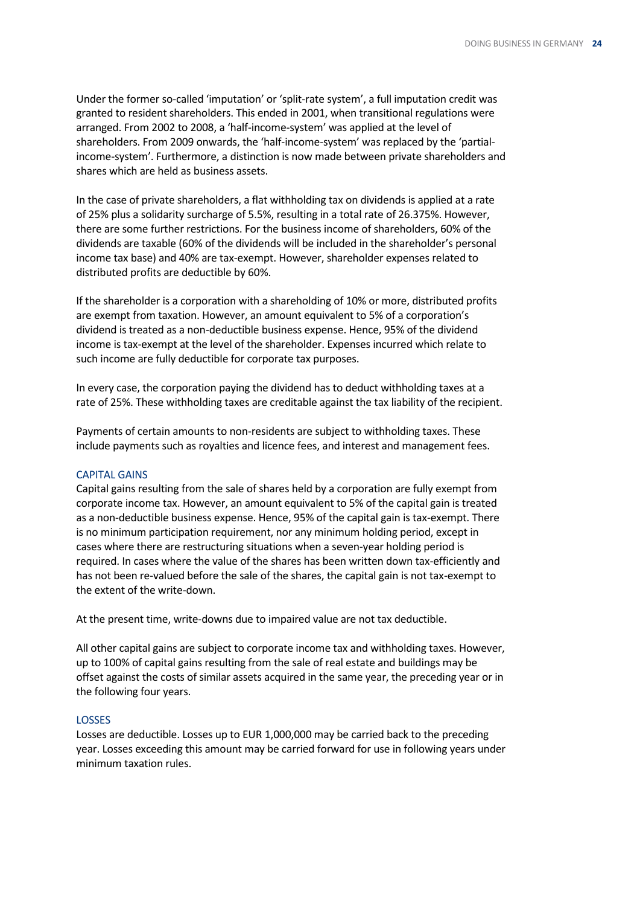Under the former so-called 'imputation' or 'split-rate system', a full imputation credit was granted to resident shareholders. This ended in 2001, when transitional regulations were arranged. From 2002 to 2008, a 'half-income-system' was applied at the level of shareholders. From 2009 onwards, the 'half-income-system' was replaced by the 'partial-income-system'. Furthermore, a distinction is now made between private shareholders and shares which are held as business assets.

In the case of private shareholders, a flat withholding tax on dividends is applied at a rate of 25% plus a solidarity surcharge of 5.5%, resulting in a total rate of 26.375%. However, there are some further restrictions. For the business income of shareholders, 60% of the dividends are taxable (60% of the dividends will be included in the shareholder's personal income tax base) and 40% are tax-exempt. However, shareholder expenses related to distributed profits are deductible by 60%.

If the shareholder is a corporation with a shareholding of 10% or more, distributed profits are exempt from taxation. However, an amount equivalent to 5% of a corporation's dividend is treated as a non-deductible business expense. Hence, 95% of the dividend income is tax-exempt at the level of the shareholder. Expenses incurred which relate to such income are fully deductible for corporate tax purposes.

In every case, the corporation paying the dividend has to deduct withholding taxes at a rate of 25%. These withholding taxes are creditable against the tax liability of the recipient.

Payments of certain amounts to non-residents are subject to withholding taxes. These include payments such as royalties and licence fees, and interest and management fees.

## CAPITAL GAINS

Capital gains resulting from the sale of shares held by a corporation are fully exempt from corporate income tax. However, an amount equivalent to 5% of the capital gain is treated as a non-deductible business expense. Hence, 95% of the capital gain is tax-exempt. There is no minimum participation requirement, nor any minimum holding period, except in cases where there are restructuring situations when a seven-year holding period is required. In cases where the value of the shares has been written down tax-efficiently and has not been re-valued before the sale of the shares, the capital gain is not tax-exempt to the extent of the write-down.

At the present time, write-downs due to impaired value are not tax deductible.

All other capital gains are subject to corporate income tax and withholding taxes. However, up to 100% of capital gains resulting from the sale of real estate and buildings may be offset against the costs of similar assets acquired in the same year, the preceding year or in the following four years.

## LOSSES

Losses are deductible. Losses up to EUR 1,000,000 may be carried back to the preceding year. Losses exceeding this amount may be carried forward for use in following years under minimum taxation rules.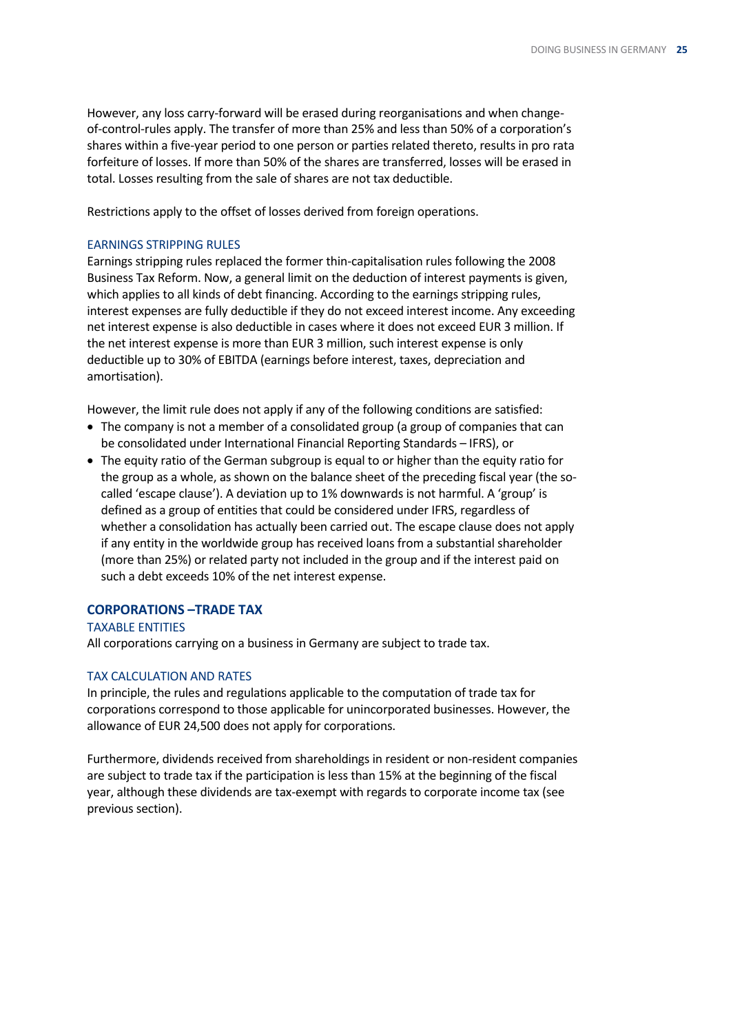However, any loss carry-forward will be erased during reorganisations and when change-of-control-rules apply. The transfer of more than 25% and less than 50% of a corporation's shares within a five-year period to one person or parties related thereto, results in pro rata forfeiture of losses. If more than 50% of the shares are transferred, losses will be erased in total. Losses resulting from the sale of shares are not tax deductible.

Restrictions apply to the offset of losses derived from foreign operations.

### EARNINGS STRIPPING RULES

Earnings stripping rules replaced the former thin-capitalisation rules following the 2008 Business Tax Reform. Now, a general limit on the deduction of interest payments is given, which applies to all kinds of debt financing. According to the earnings stripping rules, interest expenses are fully deductible if they do not exceed interest income. Any exceeding net interest expense is also deductible in cases where it does not exceed EUR 3 million. If the net interest expense is more than EUR 3 million, such interest expense is only deductible up to 30% of EBITDA (earnings before interest, taxes, depreciation and amortisation).

However, the limit rule does not apply if any of the following conditions are satisfied:

- The company is not a member of a consolidated group (a group of companies that can be consolidated under International Financial Reporting Standards – IFRS), or
- The equity ratio of the German subgroup is equal to or higher than the equity ratio for the group as a whole, as shown on the balance sheet of the preceding fiscal year (the so-called 'escape clause'). A deviation up to 1% downwards is not harmful. A 'group' is defined as a group of entities that could be considered under IFRS, regardless of whether a consolidation has actually been carried out. The escape clause does not apply if any entity in the worldwide group has received loans from a substantial shareholder (more than 25%) or related party not included in the group and if the interest paid on such a debt exceeds 10% of the net interest expense.

## CORPORATIONS –TRADE TAX

### TAXABLE ENTITIES

All corporations carrying on a business in Germany are subject to trade tax.

### TAX CALCULATION AND RATES

In principle, the rules and regulations applicable to the computation of trade tax for corporations correspond to those applicable for unincorporated businesses. However, the allowance of EUR 24,500 does not apply for corporations.

Furthermore, dividends received from shareholdings in resident or non-resident companies are subject to trade tax if the participation is less than 15% at the beginning of the fiscal year, although these dividends are tax-exempt with regards to corporate income tax (see previous section).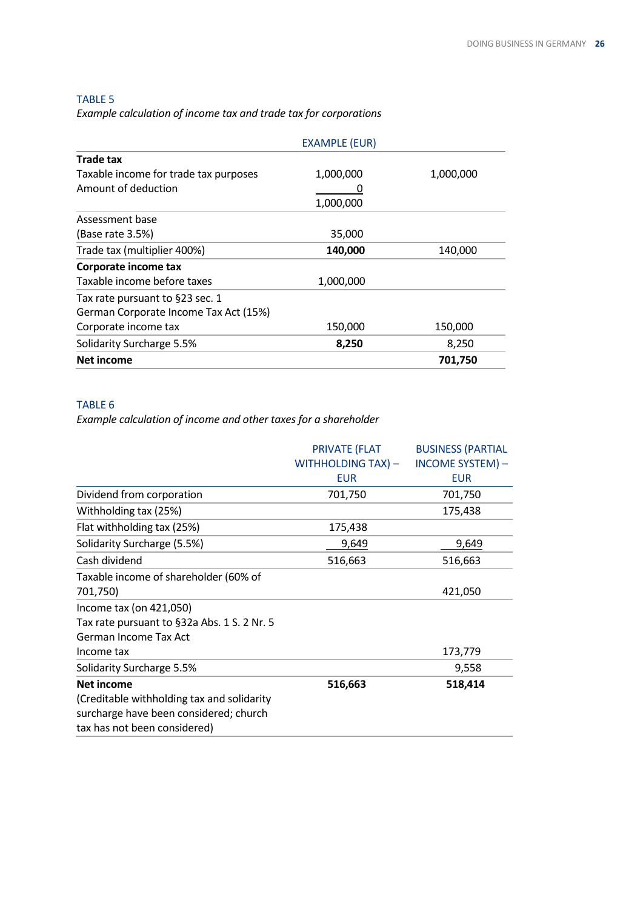TABLE 5

*Example calculation of income tax and trade tax for corporations*

| | EXAMPLE (EUR) | |
|---|---|---|
| **Trade tax** | | |
| Taxable income for trade tax purposes | 1,000,000 | 1,000,000 |
| Amount of deduction | 0 | |
| | 1,000,000 | |
| Assessment base (Base rate 3.5%) | 35,000 | |
| Trade tax (multiplier 400%) | **140,000** | 140,000 |
| **Corporate income tax** | | |
| Taxable income before taxes | 1,000,000 | |
| Tax rate pursuant to §23 sec. 1 German Corporate Income Tax Act (15%) | | |
| Corporate income tax | 150,000 | 150,000 |
| Solidarity Surcharge 5.5% | **8,250** | 8,250 |
| **Net income** | | **701,750** |

TABLE 6

*Example calculation of income and other taxes for a shareholder*

| | PRIVATE (FLAT WITHHOLDING TAX) – EUR | BUSINESS (PARTIAL INCOME SYSTEM) – EUR |
|---|---|---|
| Dividend from corporation | 701,750 | 701,750 |
| Withholding tax (25%) | | 175,438 |
| Flat withholding tax (25%) | 175,438 | |
| Solidarity Surcharge (5.5%) | 9,649 | 9,649 |
| Cash dividend | 516,663 | 516,663 |
| Taxable income of shareholder (60% of 701,750) | | 421,050 |
| Income tax (on 421,050) Tax rate pursuant to §32a Abs. 1 S. 2 Nr. 5 German Income Tax Act Income tax | | 173,779 |
| Solidarity Surcharge 5.5% | | 9,558 |
| **Net income** (Creditable withholding tax and solidarity surcharge have been considered; church tax has not been considered) | **516,663** | **518,414** |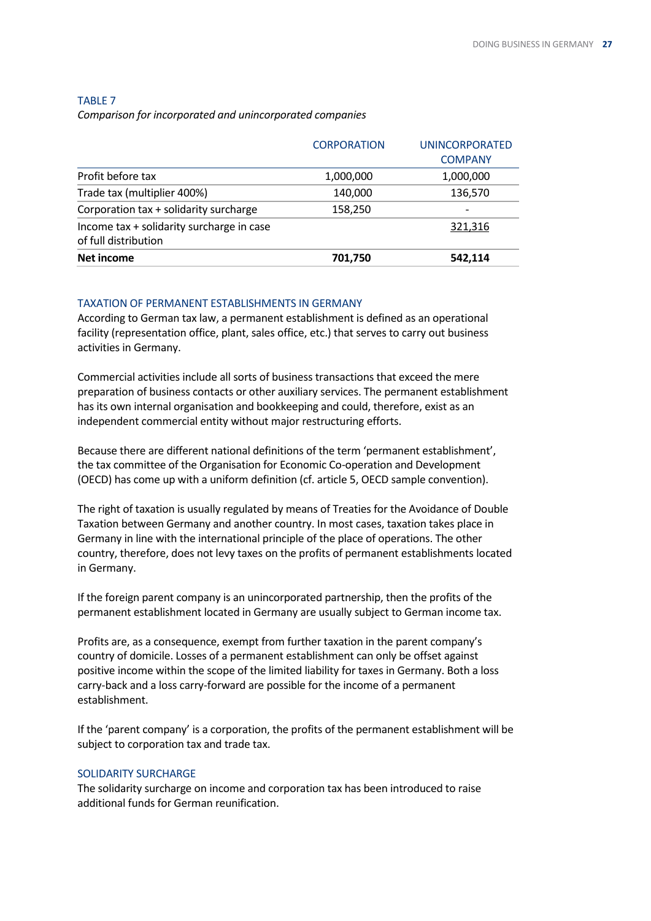TABLE 7

*Comparison for incorporated and unincorporated companies*

| | CORPORATION | UNINCORPORATED COMPANY |
|---|---|---|
| Profit before tax | 1,000,000 | 1,000,000 |
| Trade tax (multiplier 400%) | 140,000 | 136,570 |
| Corporation tax + solidarity surcharge | 158,250 | - |
| Income tax + solidarity surcharge in case of full distribution | | 321,316 |
| **Net income** | **701,750** | **542,114** |

## TAXATION OF PERMANENT ESTABLISHMENTS IN GERMANY

According to German tax law, a permanent establishment is defined as an operational facility (representation office, plant, sales office, etc.) that serves to carry out business activities in Germany.

Commercial activities include all sorts of business transactions that exceed the mere preparation of business contacts or other auxiliary services. The permanent establishment has its own internal organisation and bookkeeping and could, therefore, exist as an independent commercial entity without major restructuring efforts.

Because there are different national definitions of the term 'permanent establishment', the tax committee of the Organisation for Economic Co-operation and Development (OECD) has come up with a uniform definition (cf. article 5, OECD sample convention).

The right of taxation is usually regulated by means of Treaties for the Avoidance of Double Taxation between Germany and another country. In most cases, taxation takes place in Germany in line with the international principle of the place of operations. The other country, therefore, does not levy taxes on the profits of permanent establishments located in Germany.

If the foreign parent company is an unincorporated partnership, then the profits of the permanent establishment located in Germany are usually subject to German income tax.

Profits are, as a consequence, exempt from further taxation in the parent company's country of domicile. Losses of a permanent establishment can only be offset against positive income within the scope of the limited liability for taxes in Germany. Both a loss carry-back and a loss carry-forward are possible for the income of a permanent establishment.

If the 'parent company' is a corporation, the profits of the permanent establishment will be subject to corporation tax and trade tax.

## SOLIDARITY SURCHARGE

The solidarity surcharge on income and corporation tax has been introduced to raise additional funds for German reunification.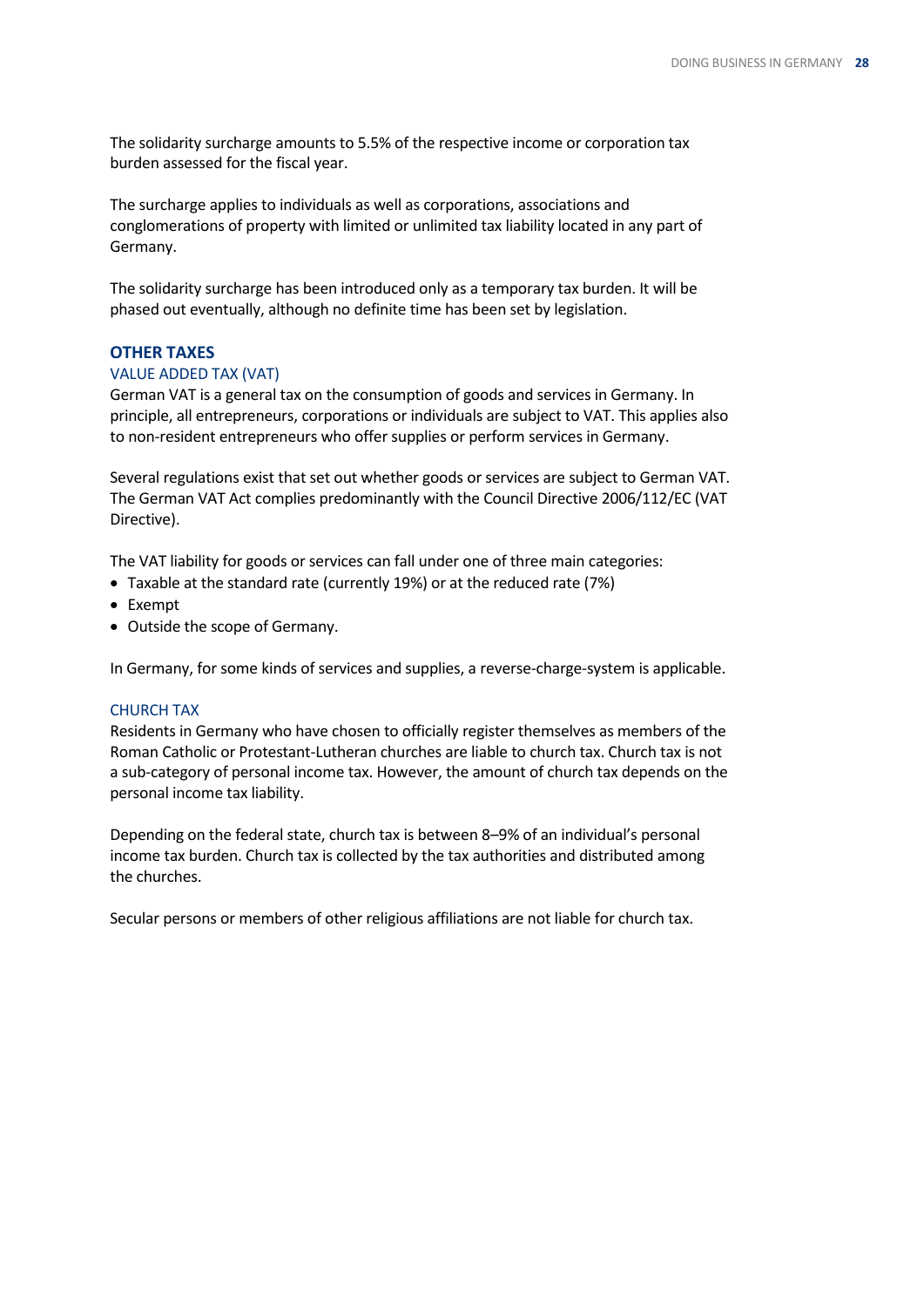The solidarity surcharge amounts to 5.5% of the respective income or corporation tax burden assessed for the fiscal year.

The surcharge applies to individuals as well as corporations, associations and conglomerations of property with limited or unlimited tax liability located in any part of Germany.

The solidarity surcharge has been introduced only as a temporary tax burden. It will be phased out eventually, although no definite time has been set by legislation.

## OTHER TAXES

### VALUE ADDED TAX (VAT)

German VAT is a general tax on the consumption of goods and services in Germany. In principle, all entrepreneurs, corporations or individuals are subject to VAT. This applies also to non-resident entrepreneurs who offer supplies or perform services in Germany.

Several regulations exist that set out whether goods or services are subject to German VAT. The German VAT Act complies predominantly with the Council Directive 2006/112/EC (VAT Directive).

The VAT liability for goods or services can fall under one of three main categories:

- Taxable at the standard rate (currently 19%) or at the reduced rate (7%)
- Exempt
- Outside the scope of Germany.

In Germany, for some kinds of services and supplies, a reverse-charge-system is applicable.

### CHURCH TAX

Residents in Germany who have chosen to officially register themselves as members of the Roman Catholic or Protestant-Lutheran churches are liable to church tax. Church tax is not a sub-category of personal income tax. However, the amount of church tax depends on the personal income tax liability.

Depending on the federal state, church tax is between 8–9% of an individual's personal income tax burden. Church tax is collected by the tax authorities and distributed among the churches.

Secular persons or members of other religious affiliations are not liable for church tax.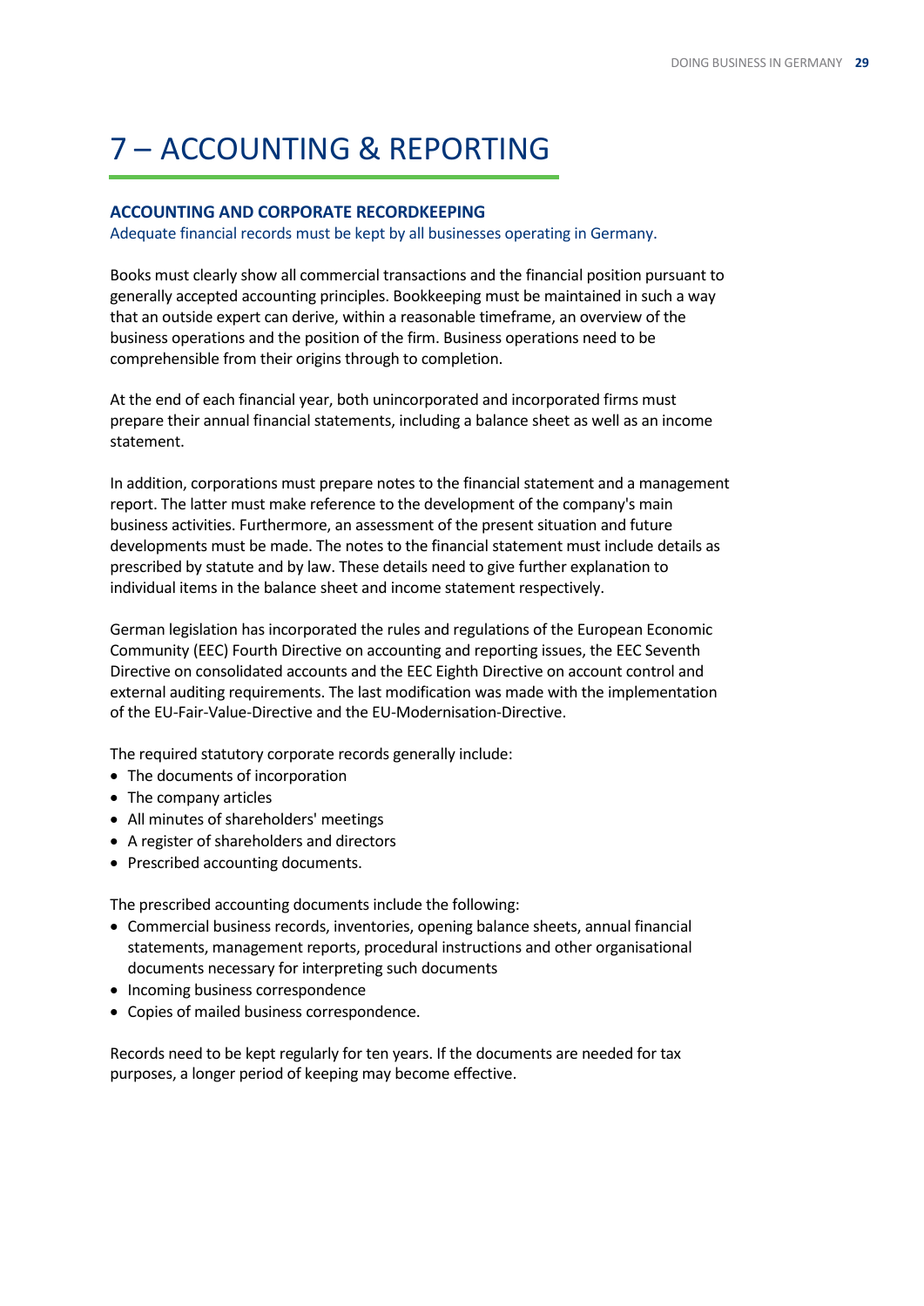# 7 – ACCOUNTING & REPORTING

## ACCOUNTING AND CORPORATE RECORDKEEPING

Adequate financial records must be kept by all businesses operating in Germany.

Books must clearly show all commercial transactions and the financial position pursuant to generally accepted accounting principles. Bookkeeping must be maintained in such a way that an outside expert can derive, within a reasonable timeframe, an overview of the business operations and the position of the firm. Business operations need to be comprehensible from their origins through to completion.

At the end of each financial year, both unincorporated and incorporated firms must prepare their annual financial statements, including a balance sheet as well as an income statement.

In addition, corporations must prepare notes to the financial statement and a management report. The latter must make reference to the development of the company's main business activities. Furthermore, an assessment of the present situation and future developments must be made. The notes to the financial statement must include details as prescribed by statute and by law. These details need to give further explanation to individual items in the balance sheet and income statement respectively.

German legislation has incorporated the rules and regulations of the European Economic Community (EEC) Fourth Directive on accounting and reporting issues, the EEC Seventh Directive on consolidated accounts and the EEC Eighth Directive on account control and external auditing requirements. The last modification was made with the implementation of the EU-Fair-Value-Directive and the EU-Modernisation-Directive.

The required statutory corporate records generally include:

- The documents of incorporation
- The company articles
- All minutes of shareholders' meetings
- A register of shareholders and directors
- Prescribed accounting documents.

The prescribed accounting documents include the following:

- Commercial business records, inventories, opening balance sheets, annual financial statements, management reports, procedural instructions and other organisational documents necessary for interpreting such documents
- Incoming business correspondence
- Copies of mailed business correspondence.

Records need to be kept regularly for ten years. If the documents are needed for tax purposes, a longer period of keeping may become effective.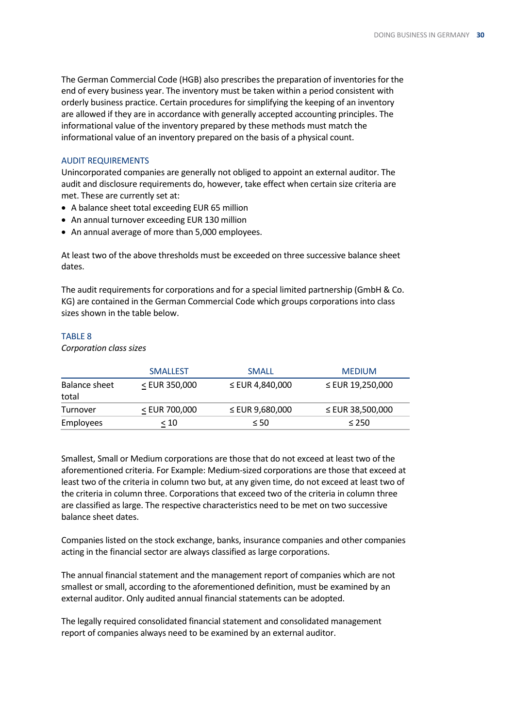The German Commercial Code (HGB) also prescribes the preparation of inventories for the end of every business year. The inventory must be taken within a period consistent with orderly business practice. Certain procedures for simplifying the keeping of an inventory are allowed if they are in accordance with generally accepted accounting principles. The informational value of the inventory prepared by these methods must match the informational value of an inventory prepared on the basis of a physical count.

## AUDIT REQUIREMENTS

Unincorporated companies are generally not obliged to appoint an external auditor. The audit and disclosure requirements do, however, take effect when certain size criteria are met. These are currently set at:

- A balance sheet total exceeding EUR 65 million
- An annual turnover exceeding EUR 130 million
- An annual average of more than 5,000 employees.

At least two of the above thresholds must be exceeded on three successive balance sheet dates.

The audit requirements for corporations and for a special limited partnership (GmbH & Co. KG) are contained in the German Commercial Code which groups corporations into class sizes shown in the table below.

### TABLE 8

*Corporation class sizes*

| | SMALLEST | SMALL | MEDIUM |
|---|---|---|---|
| Balance sheet total | ≤ EUR 350,000 | ≤ EUR 4,840,000 | ≤ EUR 19,250,000 |
| Turnover | ≤ EUR 700,000 | ≤ EUR 9,680,000 | ≤ EUR 38,500,000 |
| Employees | ≤ 10 | ≤ 50 | ≤ 250 |

Smallest, Small or Medium corporations are those that do not exceed at least two of the aforementioned criteria. For Example: Medium-sized corporations are those that exceed at least two of the criteria in column two but, at any given time, do not exceed at least two of the criteria in column three. Corporations that exceed two of the criteria in column three are classified as large. The respective characteristics need to be met on two successive balance sheet dates.

Companies listed on the stock exchange, banks, insurance companies and other companies acting in the financial sector are always classified as large corporations.

The annual financial statement and the management report of companies which are not smallest or small, according to the aforementioned definition, must be examined by an external auditor. Only audited annual financial statements can be adopted.

The legally required consolidated financial statement and consolidated management report of companies always need to be examined by an external auditor.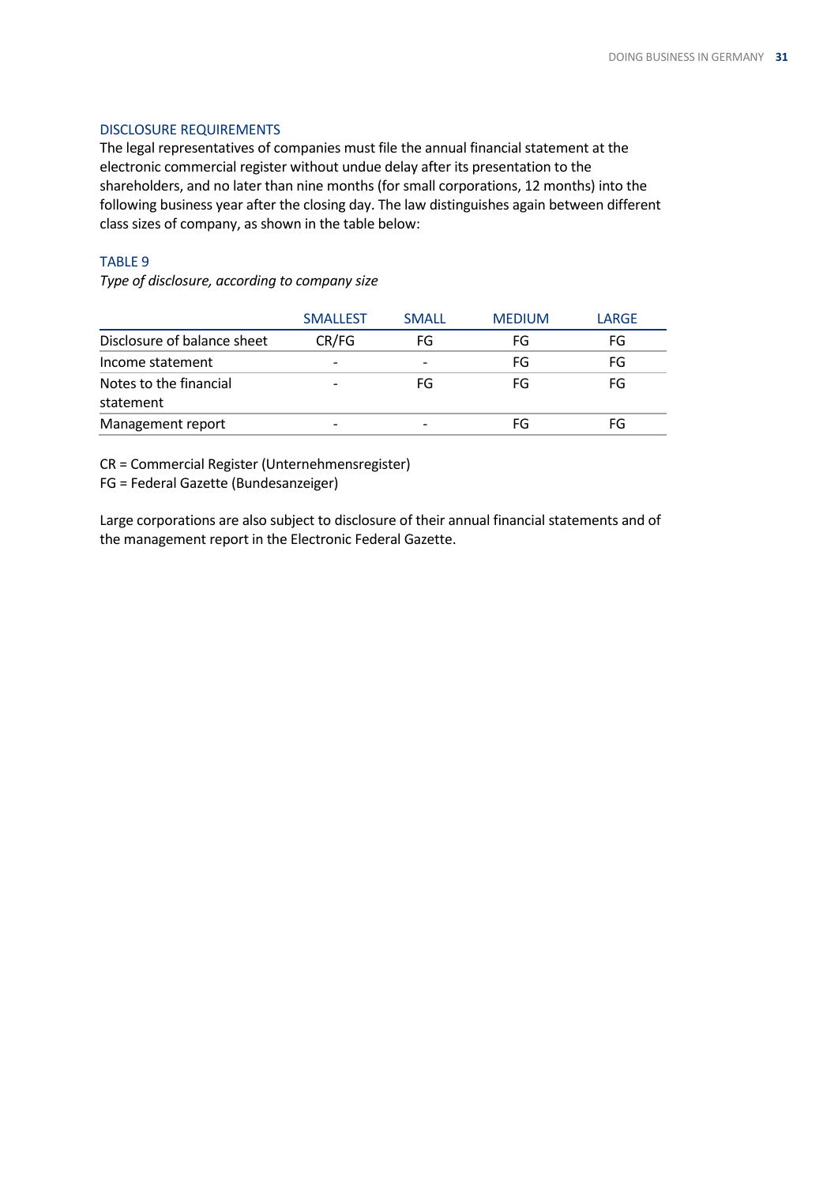### DISCLOSURE REQUIREMENTS

The legal representatives of companies must file the annual financial statement at the electronic commercial register without undue delay after its presentation to the shareholders, and no later than nine months (for small corporations, 12 months) into the following business year after the closing day. The law distinguishes again between different class sizes of company, as shown in the table below:

### TABLE 9

*Type of disclosure, according to company size*

| | SMALLEST | SMALL | MEDIUM | LARGE |
|---|---|---|---|---|
| Disclosure of balance sheet | CR/FG | FG | FG | FG |
| Income statement | - | - | FG | FG |
| Notes to the financial statement | - | FG | FG | FG |
| Management report | - | - | FG | FG |

CR = Commercial Register (Unternehmensregister)
FG = Federal Gazette (Bundesanzeiger)

Large corporations are also subject to disclosure of their annual financial statements and of the management report in the Electronic Federal Gazette.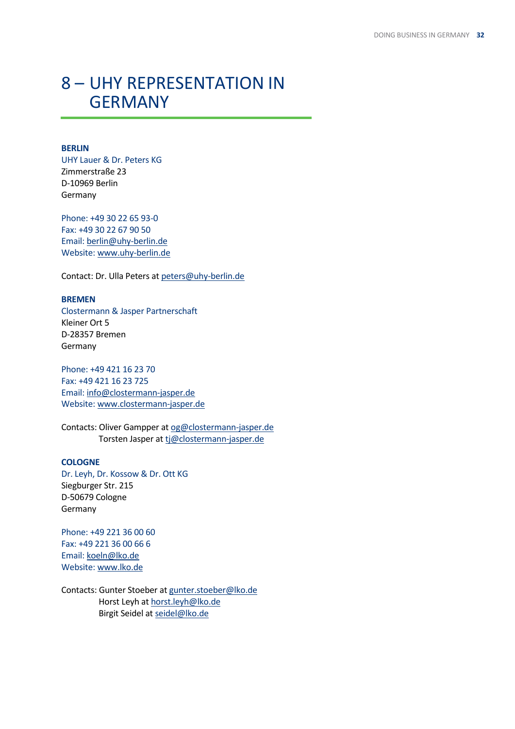# 8 – UHY REPRESENTATION IN GERMANY

**BERLIN**
UHY Lauer & Dr. Peters KG
Zimmerstraße 23
D-10969 Berlin
Germany

Phone: +49 30 22 65 93-0
Fax: +49 30 22 67 90 50
Email: berlin@uhy-berlin.de
Website: www.uhy-berlin.de

Contact: Dr. Ulla Peters at peters@uhy-berlin.de

**BREMEN**
Clostermann & Jasper Partnerschaft
Kleiner Ort 5
D-28357 Bremen
Germany

Phone: +49 421 16 23 70
Fax: +49 421 16 23 725
Email: info@clostermann-jasper.de
Website: www.clostermann-jasper.de

Contacts: Oliver Gampper at og@clostermann-jasper.de
Torsten Jasper at tj@clostermann-jasper.de

**COLOGNE**
Dr. Leyh, Dr. Kossow & Dr. Ott KG
Siegburger Str. 215
D-50679 Cologne
Germany

Phone: +49 221 36 00 60
Fax: +49 221 36 00 66 6
Email: koeln@lko.de
Website: www.lko.de

Contacts: Gunter Stoeber at gunter.stoeber@lko.de
Horst Leyh at horst.leyh@lko.de
Birgit Seidel at seidel@lko.de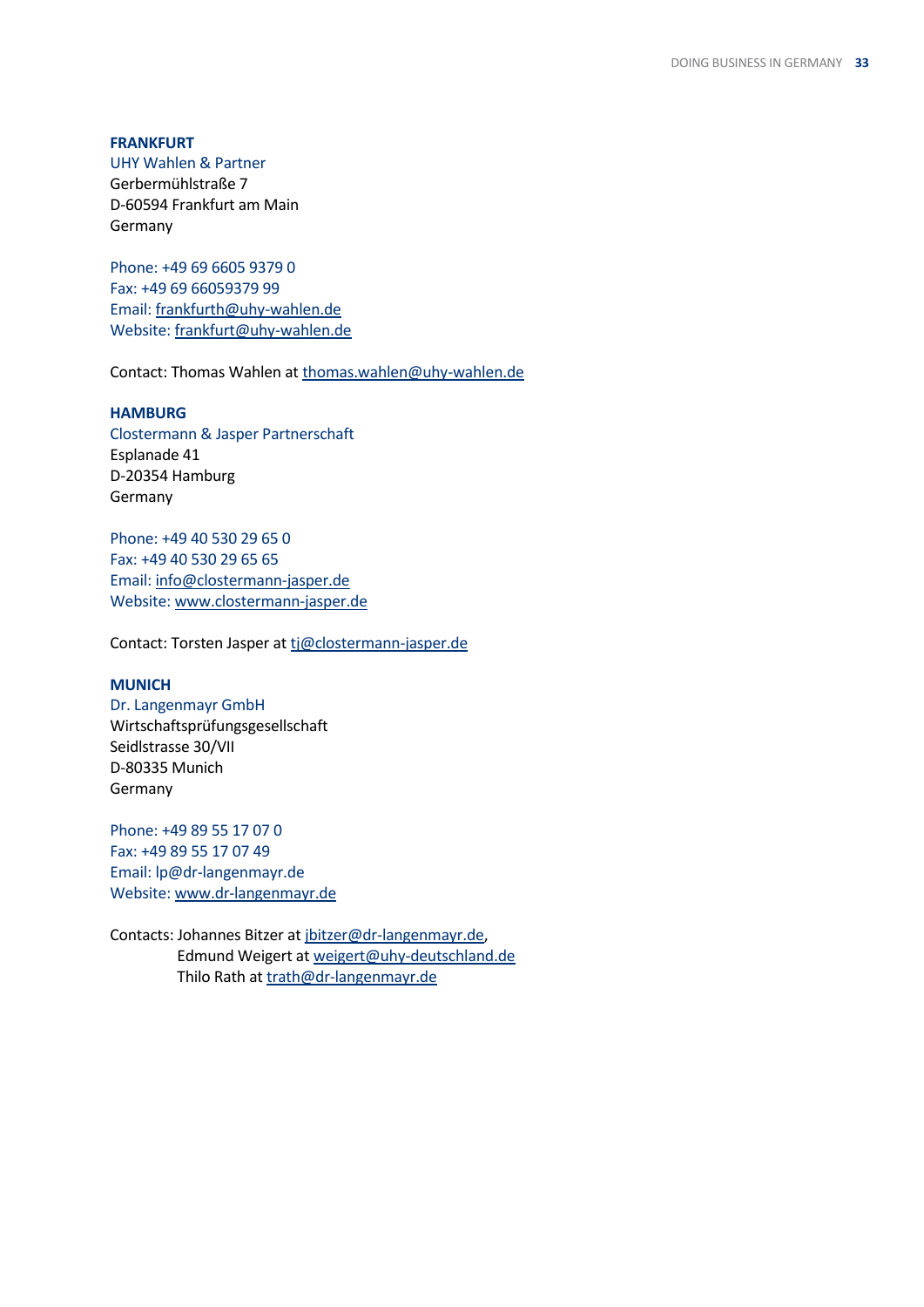**FRANKFURT**
UHY Wahlen & Partner
Gerbermühlstraße 7
D-60594 Frankfurt am Main
Germany

Phone: +49 69 6605 9379 0
Fax: +49 69 66059379 99
Email: frankfurth@uhy-wahlen.de
Website: frankfurt@uhy-wahlen.de

Contact: Thomas Wahlen at thomas.wahlen@uhy-wahlen.de

**HAMBURG**
Clostermann & Jasper Partnerschaft
Esplanade 41
D-20354 Hamburg
Germany

Phone: +49 40 530 29 65 0
Fax: +49 40 530 29 65 65
Email: info@clostermann-jasper.de
Website: www.clostermann-jasper.de

Contact: Torsten Jasper at tj@clostermann-jasper.de

**MUNICH**
Dr. Langenmayr GmbH
Wirtschaftsprüfungsgesellschaft
Seidlstrasse 30/VII
D-80335 Munich
Germany

Phone: +49 89 55 17 07 0
Fax: +49 89 55 17 07 49
Email: lp@dr-langenmayr.de
Website: www.dr-langenmayr.de

Contacts: Johannes Bitzer at jbitzer@dr-langenmayr.de,
Edmund Weigert at weigert@uhy-deutschland.de
Thilo Rath at trath@dr-langenmayr.de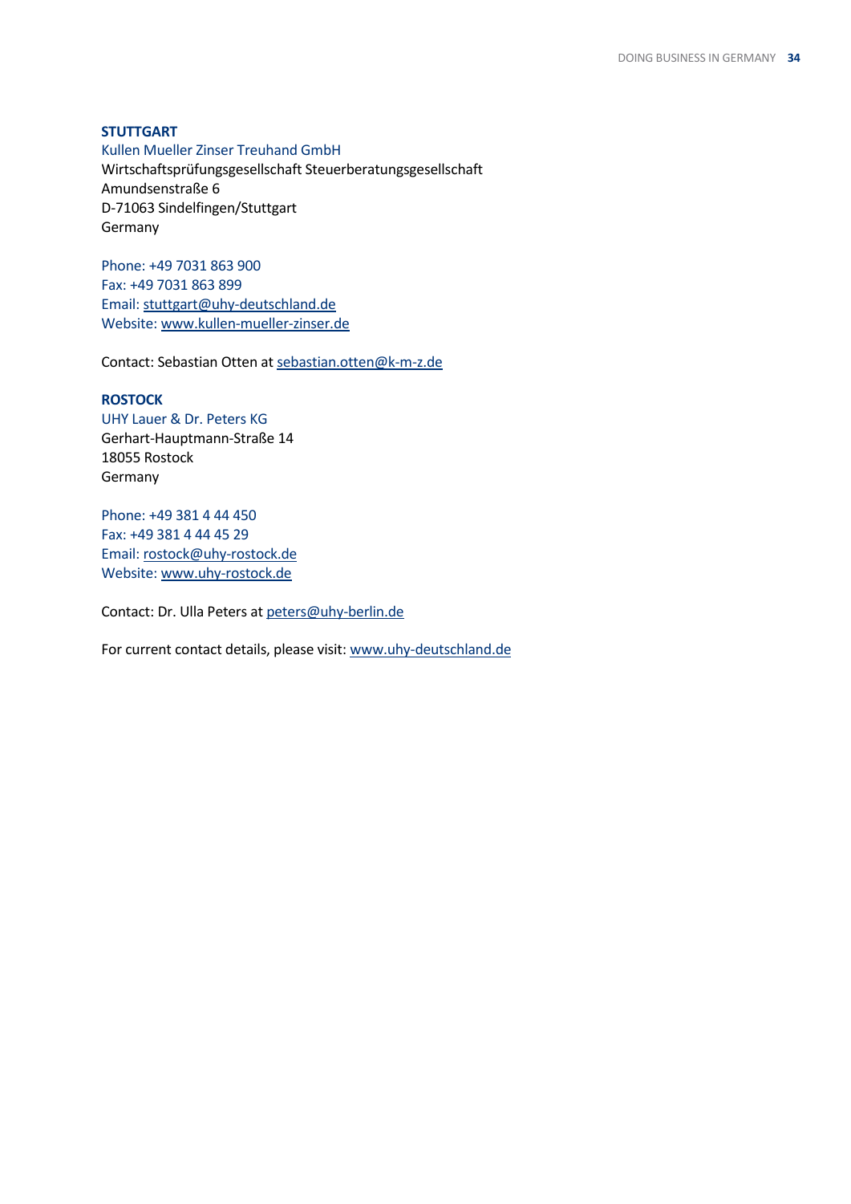### STUTTGART

Kullen Mueller Zinser Treuhand GmbH
Wirtschaftsprüfungsgesellschaft Steuerberatungsgesellschaft
Amundsenstraße 6
D-71063 Sindelfingen/Stuttgart
Germany

Phone: +49 7031 863 900
Fax: +49 7031 863 899
Email: stuttgart@uhy-deutschland.de
Website: www.kullen-mueller-zinser.de

Contact: Sebastian Otten at sebastian.otten@k-m-z.de

### ROSTOCK

UHY Lauer & Dr. Peters KG
Gerhart-Hauptmann-Straße 14
18055 Rostock
Germany

Phone: +49 381 4 44 450
Fax: +49 381 4 44 45 29
Email: rostock@uhy-rostock.de
Website: www.uhy-rostock.de

Contact: Dr. Ulla Peters at peters@uhy-berlin.de

For current contact details, please visit: www.uhy-deutschland.de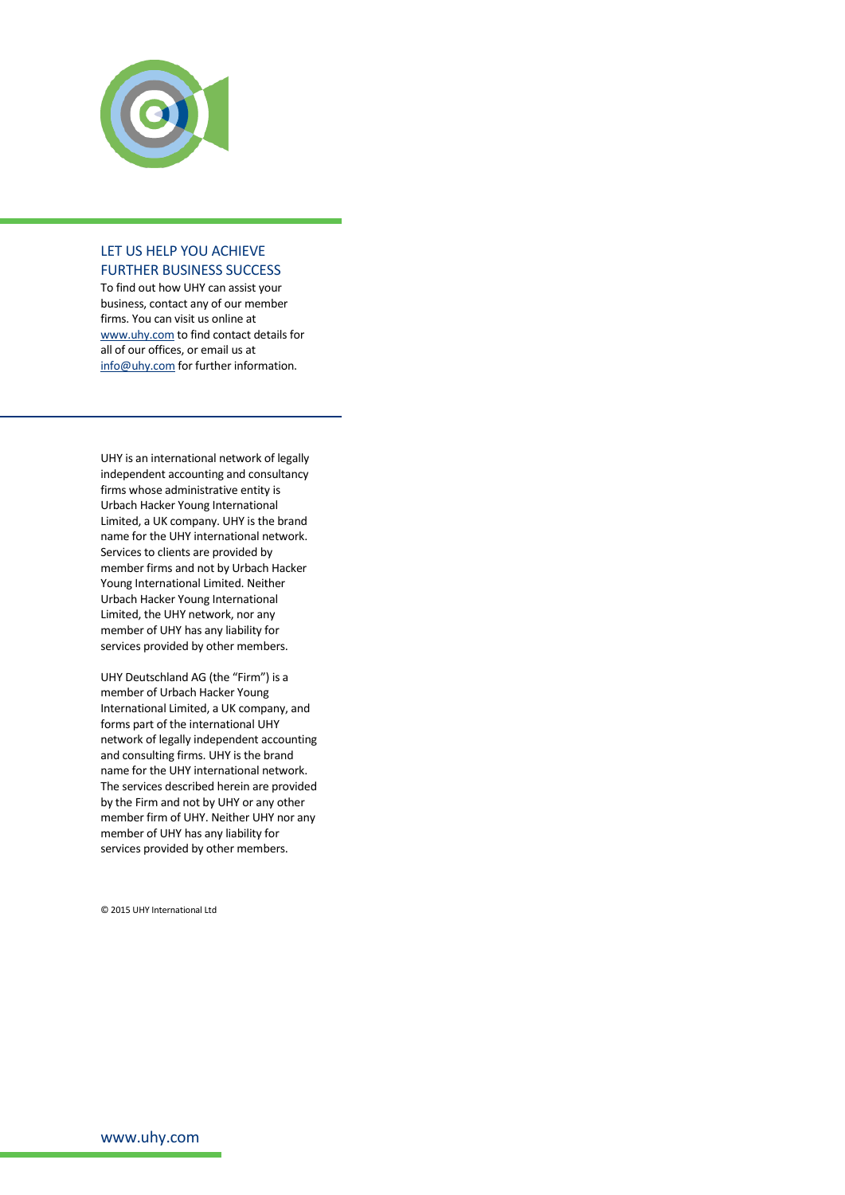## LET US HELP YOU ACHIEVE FURTHER BUSINESS SUCCESS

To find out how UHY can assist your business, contact any of our member firms. You can visit us online at www.uhy.com to find contact details for all of our offices, or email us at info@uhy.com for further information.

UHY is an international network of legally independent accounting and consultancy firms whose administrative entity is Urbach Hacker Young International Limited, a UK company. UHY is the brand name for the UHY international network. Services to clients are provided by member firms and not by Urbach Hacker Young International Limited. Neither Urbach Hacker Young International Limited, the UHY network, nor any member of UHY has any liability for services provided by other members.

UHY Deutschland AG (the "Firm") is a member of Urbach Hacker Young International Limited, a UK company, and forms part of the international UHY network of legally independent accounting and consulting firms. UHY is the brand name for the UHY international network. The services described herein are provided by the Firm and not by UHY or any other member firm of UHY. Neither UHY nor any member of UHY has any liability for services provided by other members.

© 2015 UHY International Ltd

www.uhy.com